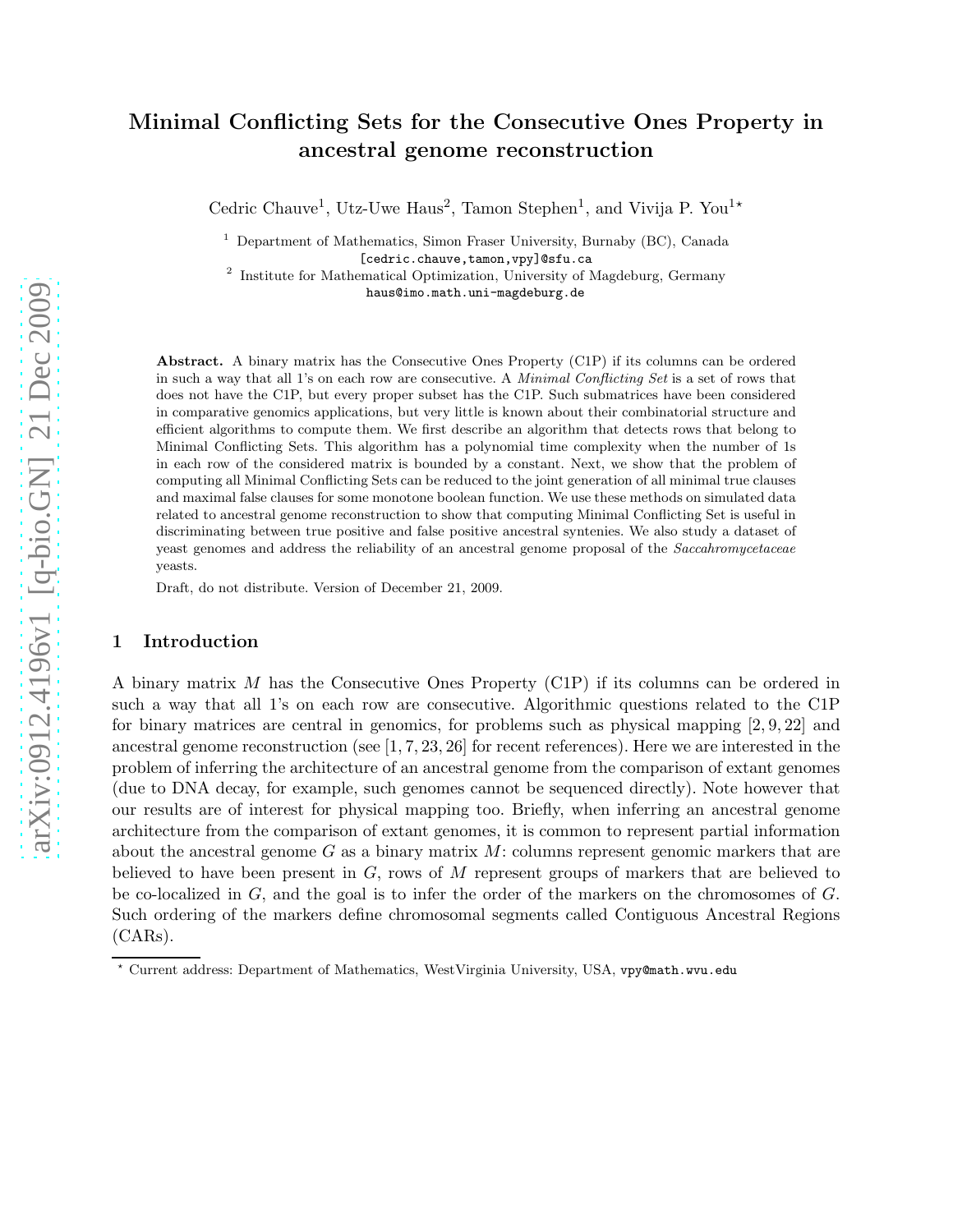# Minimal Conflicting Sets for the Consecutive Ones Property in ancestral genome reconstruction

Cedric Chauve[1], Utz-Uwe Haus[2], Tamon Stephen[1], and Vivija P. You[1]*

[1] Department of Mathematics, Simon Fraser University, Burnaby (BC), Canada
[cedric.chauve,tamon,vpy]@sfu.ca

[2] Institute for Mathematical Optimization, University of Magdeburg, Germany
haus@imo.math.uni-magdeburg.de

**Abstract.** A binary matrix has the Consecutive Ones Property (C1P) if its columns can be ordered in such a way that all 1's on each row are consecutive. A *Minimal Conflicting Set* is a set of rows that does not have the C1P, but every proper subset has the C1P. Such submatrices have been considered in comparative genomics applications, but very little is known about their combinatorial structure and efficient algorithms to compute them. We first describe an algorithm that detects rows that belong to Minimal Conflicting Sets. This algorithm has a polynomial time complexity when the number of 1s in each row of the considered matrix is bounded by a constant. Next, we show that the problem of computing all Minimal Conflicting Sets can be reduced to the joint generation of all minimal true clauses and maximal false clauses for some monotone boolean function. We use these methods on simulated data related to ancestral genome reconstruction to show that computing Minimal Conflicting Set is useful in discriminating between true positive and false positive ancestral syntenies. We also study a dataset of yeast genomes and address the reliability of an ancestral genome proposal of the *Saccahromycetaceae* yeasts.

Draft, do not distribute. Version of December 21, 2009.

## 1 Introduction

A binary matrix $M$ has the Consecutive Ones Property (C1P) if its columns can be ordered in such a way that all 1's on each row are consecutive. Algorithmic questions related to the C1P for binary matrices are central in genomics, for problems such as physical mapping [2, 9, 22] and ancestral genome reconstruction (see [1, 7, 23, 26] for recent references). Here we are interested in the problem of inferring the architecture of an ancestral genome from the comparison of extant genomes (due to DNA decay, for example, such genomes cannot be sequenced directly). Note however that our results are of interest for physical mapping too. Briefly, when inferring an ancestral genome architecture from the comparison of extant genomes, it is common to represent partial information about the ancestral genome $G$ as a binary matrix $M$: columns represent genomic markers that are believed to have been present in $G$, rows of $M$ represent groups of markers that are believed to be co-localized in $G$, and the goal is to infer the order of the markers on the chromosomes of $G$. Such ordering of the markers define chromosomal segments called Contiguous Ancestral Regions (CARs).

* Current address: Department of Mathematics, WestVirginia University, USA, vpy@math.wvu.edu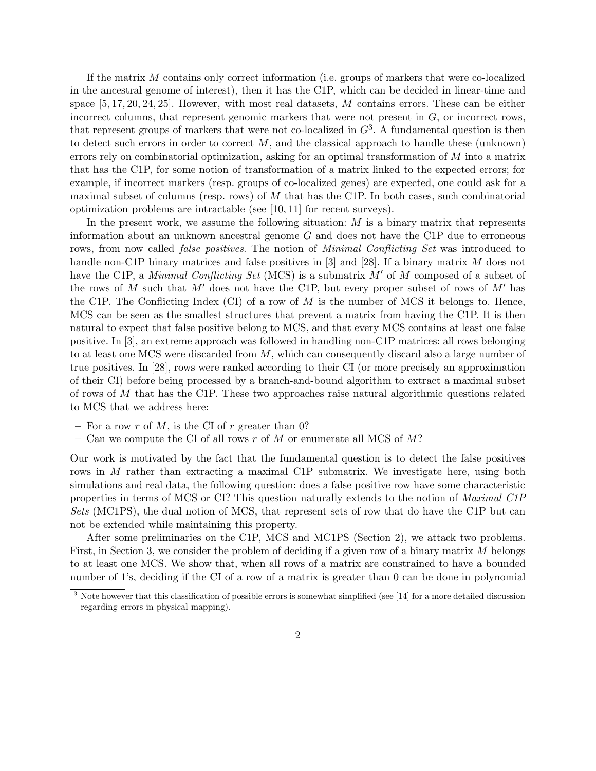If the matrix $M$ contains only correct information (i.e. groups of markers that were co-localized in the ancestral genome of interest), then it has the C1P, which can be decided in linear-time and space [5, 17, 20, 24, 25]. However, with most real datasets, $M$ contains errors. These can be either incorrect columns, that represent genomic markers that were not present in $G$, or incorrect rows, that represent groups of markers that were not co-localized in $G$[3]. A fundamental question is then to detect such errors in order to correct $M$, and the classical approach to handle these (unknown) errors rely on combinatorial optimization, asking for an optimal transformation of $M$ into a matrix that has the C1P, for some notion of transformation of a matrix linked to the expected errors; for example, if incorrect markers (resp. groups of co-localized genes) are expected, one could ask for a maximal subset of columns (resp. rows) of $M$ that has the C1P. In both cases, such combinatorial optimization problems are intractable (see [10, 11] for recent surveys).

In the present work, we assume the following situation: $M$ is a binary matrix that represents information about an unknown ancestral genome $G$ and does not have the C1P due to erroneous rows, from now called *false positives*. The notion of *Minimal Conflicting Set* was introduced to handle non-C1P binary matrices and false positives in [3] and [28]. If a binary matrix $M$ does not have the C1P, a *Minimal Conflicting Set* (MCS) is a submatrix $M'$ of $M$ composed of a subset of the rows of $M$ such that $M'$ does not have the C1P, but every proper subset of rows of $M'$ has the C1P. The Conflicting Index (CI) of a row of $M$ is the number of MCS it belongs to. Hence, MCS can be seen as the smallest structures that prevent a matrix from having the C1P. It is then natural to expect that false positive belong to MCS, and that every MCS contains at least one false positive. In [3], an extreme approach was followed in handling non-C1P matrices: all rows belonging to at least one MCS were discarded from $M$, which can consequently discard also a large number of true positives. In [28], rows were ranked according to their CI (or more precisely an approximation of their CI) before being processed by a branch-and-bound algorithm to extract a maximal subset of rows of $M$ that has the C1P. These two approaches raise natural algorithmic questions related to MCS that we address here:

- For a row $r$ of $M$, is the CI of $r$ greater than 0?
- Can we compute the CI of all rows $r$ of $M$ or enumerate all MCS of $M$?

Our work is motivated by the fact that the fundamental question is to detect the false positives rows in $M$ rather than extracting a maximal C1P submatrix. We investigate here, using both simulations and real data, the following question: does a false positive row have some characteristic properties in terms of MCS or CI? This question naturally extends to the notion of *Maximal C1P Sets* (MC1PS), the dual notion of MCS, that represent sets of row that do have the C1P but can not be extended while maintaining this property.

After some preliminaries on the C1P, MCS and MC1PS (Section 2), we attack two problems. First, in Section 3, we consider the problem of deciding if a given row of a binary matrix $M$ belongs to at least one MCS. We show that, when all rows of a matrix are constrained to have a bounded number of 1's, deciding if the CI of a row of a matrix is greater than 0 can be done in polynomial

[3] Note however that this classification of possible errors is somewhat simplified (see [14] for a more detailed discussion regarding errors in physical mapping).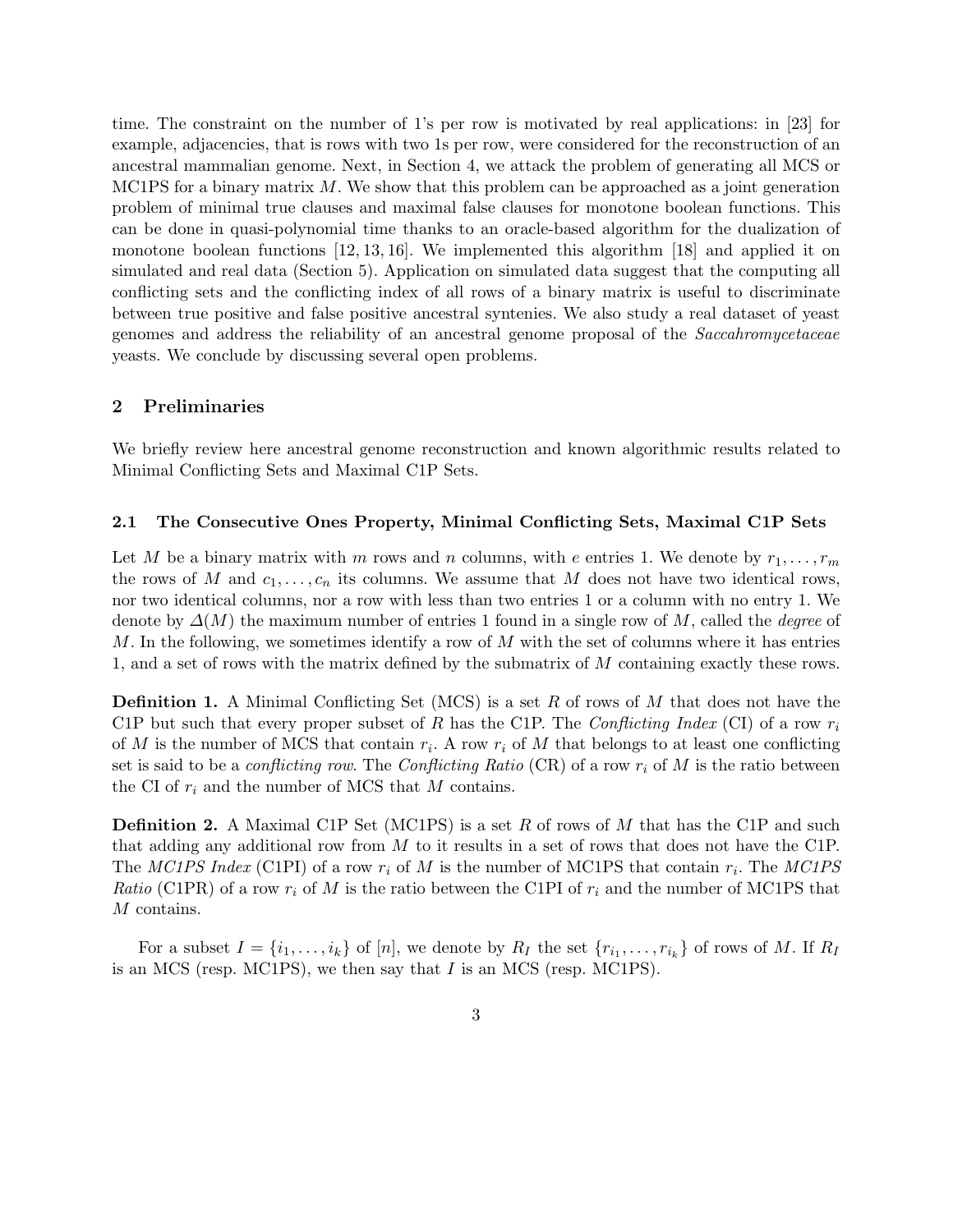time. The constraint on the number of 1's per row is motivated by real applications: in [23] for example, adjacencies, that is rows with two 1s per row, were considered for the reconstruction of an ancestral mammalian genome. Next, in Section 4, we attack the problem of generating all MCS or MC1PS for a binary matrix $M$. We show that this problem can be approached as a joint generation problem of minimal true clauses and maximal false clauses for monotone boolean functions. This can be done in quasi-polynomial time thanks to an oracle-based algorithm for the dualization of monotone boolean functions [12, 13, 16]. We implemented this algorithm [18] and applied it on simulated and real data (Section 5). Application on simulated data suggest that the computing all conflicting sets and the conflicting index of all rows of a binary matrix is useful to discriminate between true positive and false positive ancestral syntenies. We also study a real dataset of yeast genomes and address the reliability of an ancestral genome proposal of the *Saccahromycetaceae* yeasts. We conclude by discussing several open problems.

## 2 Preliminaries

We briefly review here ancestral genome reconstruction and known algorithmic results related to Minimal Conflicting Sets and Maximal C1P Sets.

### 2.1 The Consecutive Ones Property, Minimal Conflicting Sets, Maximal C1P Sets

Let $M$ be a binary matrix with $m$ rows and $n$ columns, with $e$ entries 1. We denote by $r_1, \ldots, r_m$ the rows of $M$ and $c_1, \ldots, c_n$ its columns. We assume that $M$ does not have two identical rows, nor two identical columns, nor a row with less than two entries 1 or a column with no entry 1. We denote by $\Delta(M)$ the maximum number of entries 1 found in a single row of $M$, called the *degree* of $M$. In the following, we sometimes identify a row of $M$ with the set of columns where it has entries 1, and a set of rows with the matrix defined by the submatrix of $M$ containing exactly these rows.

**Definition 1.** A Minimal Conflicting Set (MCS) is a set $R$ of rows of $M$ that does not have the C1P but such that every proper subset of $R$ has the C1P. The *Conflicting Index* (CI) of a row $r_i$ of $M$ is the number of MCS that contain $r_i$. A row $r_i$ of $M$ that belongs to at least one conflicting set is said to be a *conflicting row*. The *Conflicting Ratio* (CR) of a row $r_i$ of $M$ is the ratio between the CI of $r_i$ and the number of MCS that $M$ contains.

**Definition 2.** A Maximal C1P Set (MC1PS) is a set $R$ of rows of $M$ that has the C1P and such that adding any additional row from $M$ to it results in a set of rows that does not have the C1P. The *MC1PS Index* (C1PI) of a row $r_i$ of $M$ is the number of MC1PS that contain $r_i$. The *MC1PS Ratio* (C1PR) of a row $r_i$ of $M$ is the ratio between the C1PI of $r_i$ and the number of MC1PS that $M$ contains.

For a subset $I = \{i_1, \ldots, i_k\}$ of $[n]$, we denote by $R_I$ the set $\{r_{i_1}, \ldots, r_{i_k}\}$ of rows of $M$. If $R_I$ is an MCS (resp. MC1PS), we then say that $I$ is an MCS (resp. MC1PS).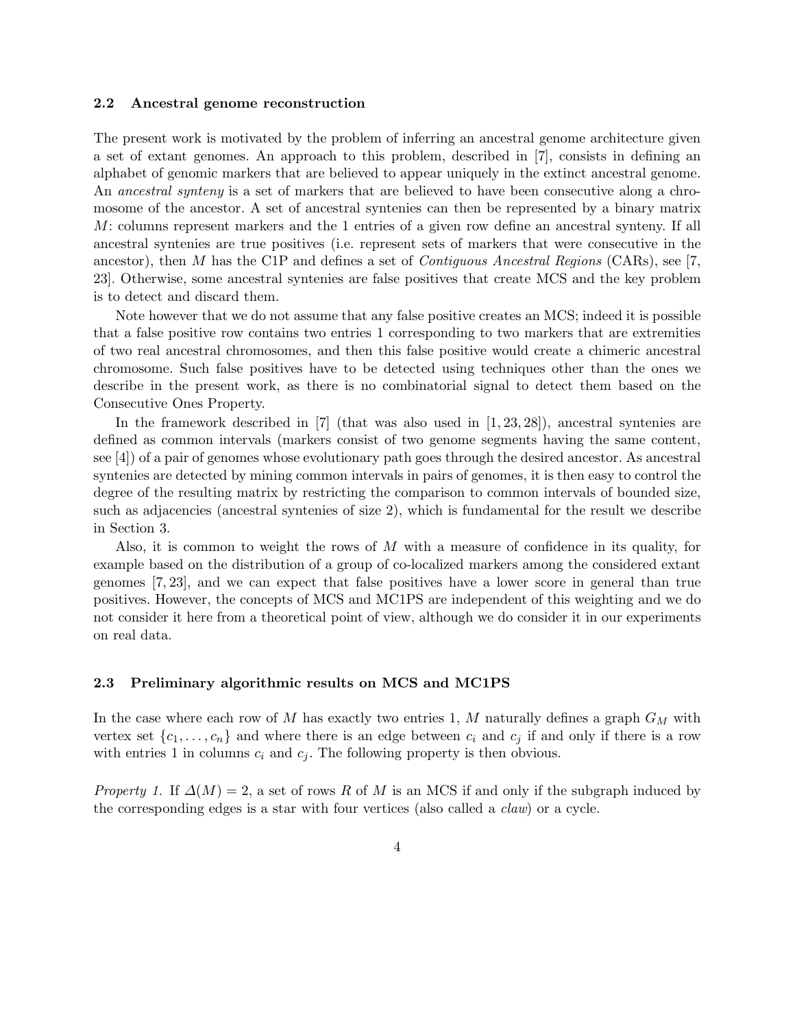### 2.2 Ancestral genome reconstruction

The present work is motivated by the problem of inferring an ancestral genome architecture given a set of extant genomes. An approach to this problem, described in [7], consists in defining an alphabet of genomic markers that are believed to appear uniquely in the extinct ancestral genome. An *ancestral synteny* is a set of markers that are believed to have been consecutive along a chromosome of the ancestor. A set of ancestral syntenies can then be represented by a binary matrix $M$: columns represent markers and the 1 entries of a given row define an ancestral synteny. If all ancestral syntenies are true positives (i.e. represent sets of markers that were consecutive in the ancestor), then $M$ has the C1P and defines a set of *Contiguous Ancestral Regions* (CARs), see [7, 23]. Otherwise, some ancestral syntenies are false positives that create MCS and the key problem is to detect and discard them.

Note however that we do not assume that any false positive creates an MCS; indeed it is possible that a false positive row contains two entries 1 corresponding to two markers that are extremities of two real ancestral chromosomes, and then this false positive would create a chimeric ancestral chromosome. Such false positives have to be detected using techniques other than the ones we describe in the present work, as there is no combinatorial signal to detect them based on the Consecutive Ones Property.

In the framework described in [7] (that was also used in [1, 23, 28]), ancestral syntenies are defined as common intervals (markers consist of two genome segments having the same content, see [4]) of a pair of genomes whose evolutionary path goes through the desired ancestor. As ancestral syntenies are detected by mining common intervals in pairs of genomes, it is then easy to control the degree of the resulting matrix by restricting the comparison to common intervals of bounded size, such as adjacencies (ancestral syntenies of size 2), which is fundamental for the result we describe in Section 3.

Also, it is common to weight the rows of $M$ with a measure of confidence in its quality, for example based on the distribution of a group of co-localized markers among the considered extant genomes [7, 23], and we can expect that false positives have a lower score in general than true positives. However, the concepts of MCS and MC1PS are independent of this weighting and we do not consider it here from a theoretical point of view, although we do consider it in our experiments on real data.

### 2.3 Preliminary algorithmic results on MCS and MC1PS

In the case where each row of $M$ has exactly two entries 1, $M$ naturally defines a graph $G_M$ with vertex set $\{c_1, \ldots, c_n\}$ and where there is an edge between $c_i$ and $c_j$ if and only if there is a row with entries 1 in columns $c_i$ and $c_j$. The following property is then obvious.

*Property 1.* If $\Delta(M) = 2$, a set of rows $R$ of $M$ is an MCS if and only if the subgraph induced by the corresponding edges is a star with four vertices (also called a *claw*) or a cycle.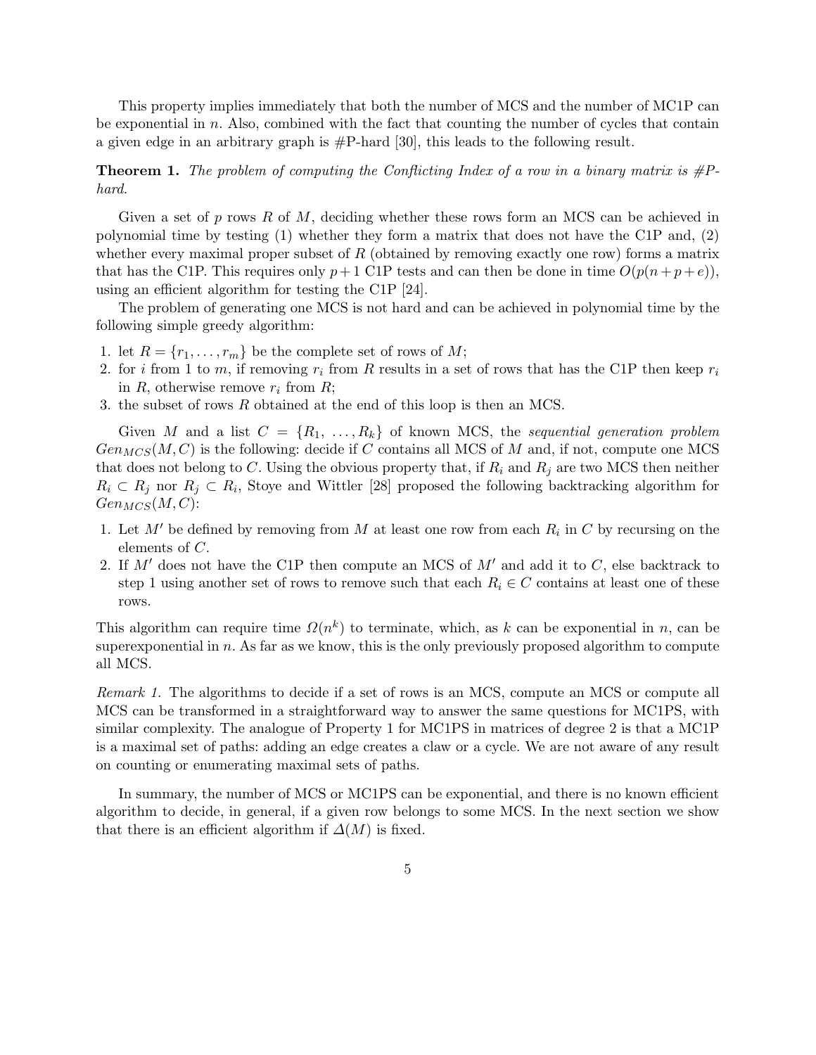This property implies immediately that both the number of MCS and the number of MC1P can be exponential in $n$. Also, combined with the fact that counting the number of cycles that contain a given edge in an arbitrary graph is #P-hard [30], this leads to the following result.

**Theorem 1.** *The problem of computing the Conflicting Index of a row in a binary matrix is #P-hard.*

Given a set of $p$ rows $R$ of $M$, deciding whether these rows form an MCS can be achieved in polynomial time by testing (1) whether they form a matrix that does not have the C1P and, (2) whether every maximal proper subset of $R$ (obtained by removing exactly one row) forms a matrix that has the C1P. This requires only $p+1$ C1P tests and can then be done in time $O(p(n+p+e))$, using an efficient algorithm for testing the C1P [24].

The problem of generating one MCS is not hard and can be achieved in polynomial time by the following simple greedy algorithm:

1. let $R = \{r_1, \ldots, r_m\}$ be the complete set of rows of $M$;
2. for $i$ from 1 to $m$, if removing $r_i$ from $R$ results in a set of rows that has the C1P then keep $r_i$ in $R$, otherwise remove $r_i$ from $R$;
3. the subset of rows $R$ obtained at the end of this loop is then an MCS.

Given $M$ and a list $C = \{R_1, \ldots, R_k\}$ of known MCS, the *sequential generation problem* $Gen_{MCS}(M, C)$ is the following: decide if $C$ contains all MCS of $M$ and, if not, compute one MCS that does not belong to $C$. Using the obvious property that, if $R_i$ and $R_j$ are two MCS then neither $R_i \subset R_j$ nor $R_j \subset R_i$, Stoye and Wittler [28] proposed the following backtracking algorithm for $Gen_{MCS}(M, C)$:

1. Let $M'$ be defined by removing from $M$ at least one row from each $R_i$ in $C$ by recursing on the elements of $C$.
2. If $M'$ does not have the C1P then compute an MCS of $M'$ and add it to $C$, else backtrack to step 1 using another set of rows to remove such that each $R_i \in C$ contains at least one of these rows.

This algorithm can require time $\Omega(n^k)$ to terminate, which, as $k$ can be exponential in $n$, can be superexponential in $n$. As far as we know, this is the only previously proposed algorithm to compute all MCS.

*Remark 1.* The algorithms to decide if a set of rows is an MCS, compute an MCS or compute all MCS can be transformed in a straightforward way to answer the same questions for MC1PS, with similar complexity. The analogue of Property 1 for MC1PS in matrices of degree 2 is that a MC1P is a maximal set of paths: adding an edge creates a claw or a cycle. We are not aware of any result on counting or enumerating maximal sets of paths.

In summary, the number of MCS or MC1PS can be exponential, and there is no known efficient algorithm to decide, in general, if a given row belongs to some MCS. In the next section we show that there is an efficient algorithm if $\Delta(M)$ is fixed.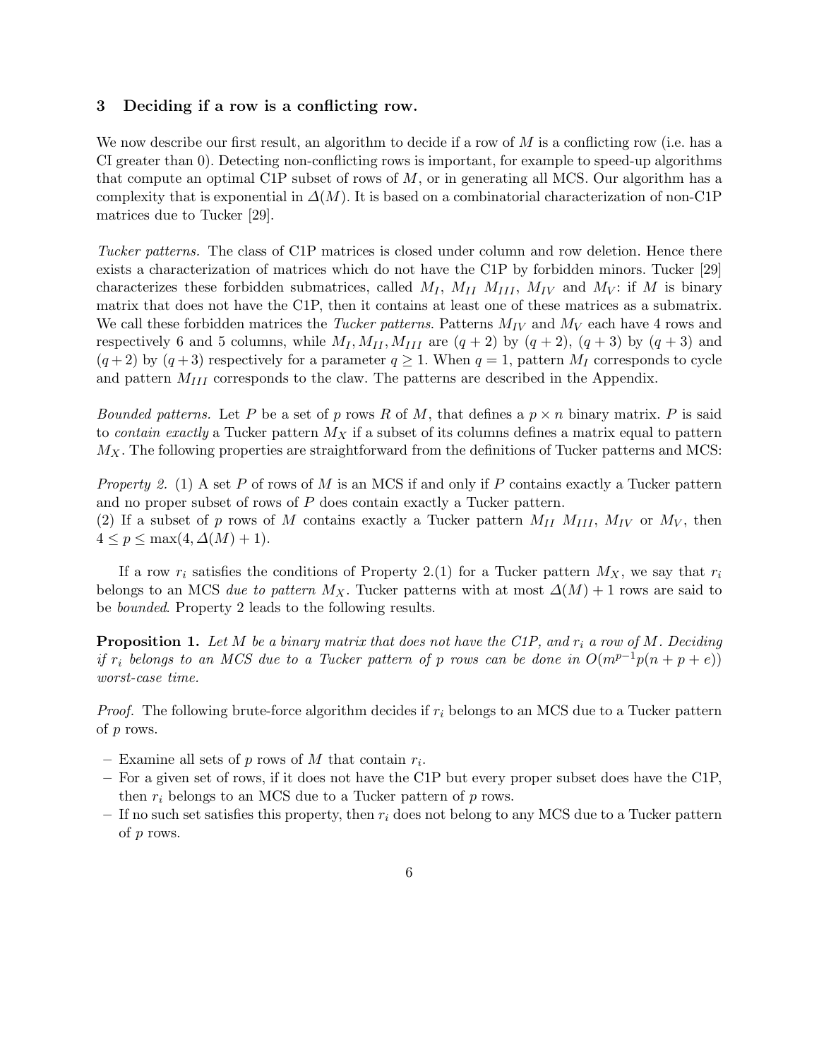## 3 Deciding if a row is a conflicting row.

We now describe our first result, an algorithm to decide if a row of $M$ is a conflicting row (i.e. has a CI greater than 0). Detecting non-conflicting rows is important, for example to speed-up algorithms that compute an optimal C1P subset of rows of $M$, or in generating all MCS. Our algorithm has a complexity that is exponential in $\Delta(M)$. It is based on a combinatorial characterization of non-C1P matrices due to Tucker [29].

*Tucker patterns.* The class of C1P matrices is closed under column and row deletion. Hence there exists a characterization of matrices which do not have the C1P by forbidden minors. Tucker [29] characterizes these forbidden submatrices, called $M_I$, $M_{II}$ $M_{III}$, $M_{IV}$ and $M_V$: if $M$ is binary matrix that does not have the C1P, then it contains at least one of these matrices as a submatrix. We call these forbidden matrices the *Tucker patterns*. Patterns $M_{IV}$ and $M_V$ each have 4 rows and respectively 6 and 5 columns, while $M_I, M_{II}, M_{III}$ are $(q+2)$ by $(q+2)$, $(q+3)$ by $(q+3)$ and $(q+2)$ by $(q+3)$ respectively for a parameter $q \geq 1$. When $q = 1$, pattern $M_I$ corresponds to cycle and pattern $M_{III}$ corresponds to the claw. The patterns are described in the Appendix.

*Bounded patterns.* Let $P$ be a set of $p$ rows $R$ of $M$, that defines a $p \times n$ binary matrix. $P$ is said to *contain exactly* a Tucker pattern $M_X$ if a subset of its columns defines a matrix equal to pattern $M_X$. The following properties are straightforward from the definitions of Tucker patterns and MCS:

*Property 2.* (1) A set $P$ of rows of $M$ is an MCS if and only if $P$ contains exactly a Tucker pattern and no proper subset of rows of $P$ does contain exactly a Tucker pattern.
(2) If a subset of $p$ rows of $M$ contains exactly a Tucker pattern $M_{II}$ $M_{III}$, $M_{IV}$ or $M_V$, then $4 \leq p \leq \max(4, \Delta(M) + 1)$.

If a row $r_i$ satisfies the conditions of Property 2.(1) for a Tucker pattern $M_X$, we say that $r_i$ belongs to an MCS *due to pattern* $M_X$. Tucker patterns with at most $\Delta(M) + 1$ rows are said to be *bounded*. Property 2 leads to the following results.

**Proposition 1.** *Let $M$ be a binary matrix that does not have the C1P, and $r_i$ a row of $M$. Deciding if $r_i$ belongs to an MCS due to a Tucker pattern of $p$ rows can be done in $O(m^{p-1}p(n + p + e))$ worst-case time.*

*Proof.* The following brute-force algorithm decides if $r_i$ belongs to an MCS due to a Tucker pattern of $p$ rows.

- Examine all sets of $p$ rows of $M$ that contain $r_i$.
- For a given set of rows, if it does not have the C1P but every proper subset does have the C1P, then $r_i$ belongs to an MCS due to a Tucker pattern of $p$ rows.
- If no such set satisfies this property, then $r_i$ does not belong to any MCS due to a Tucker pattern of $p$ rows.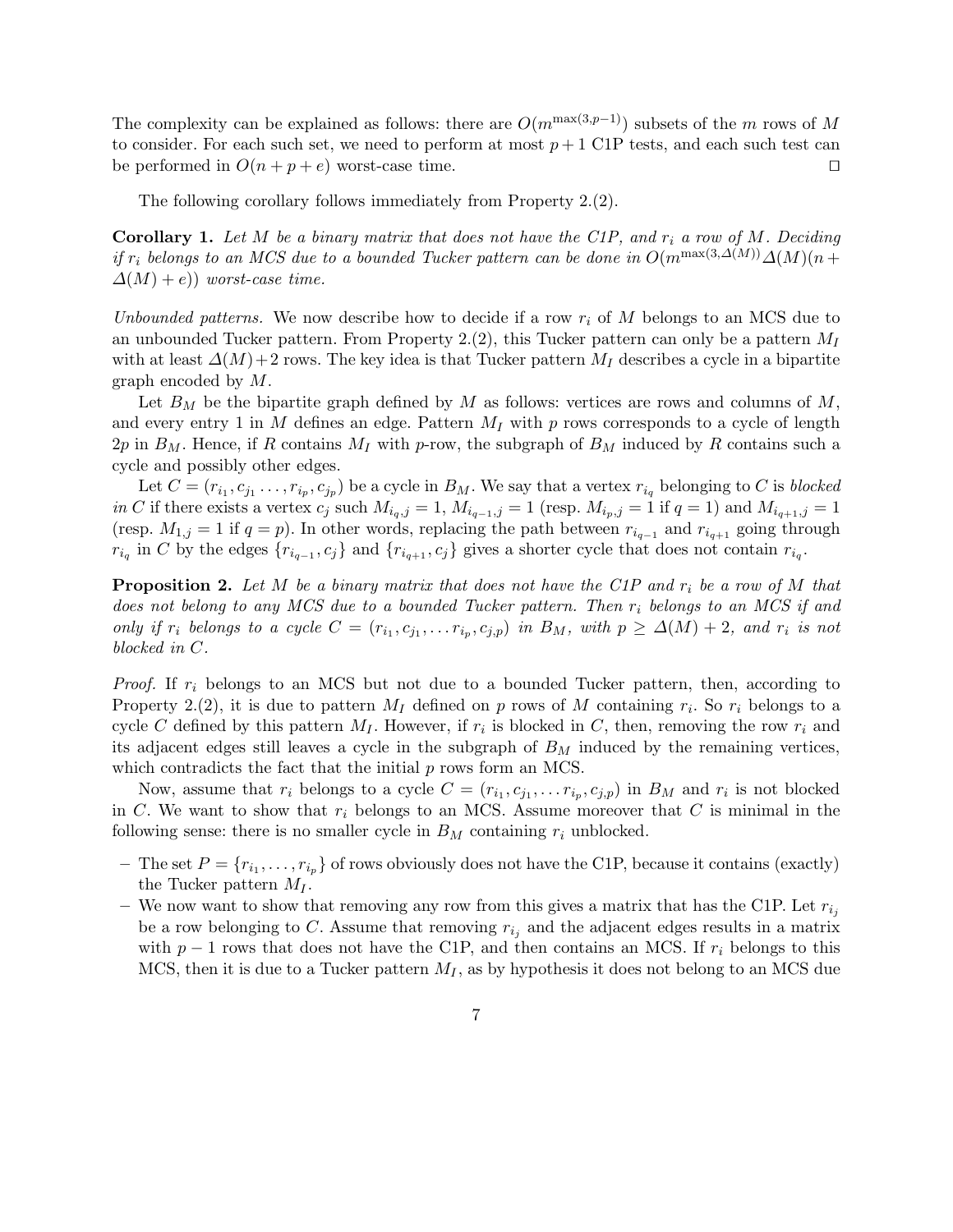The complexity can be explained as follows: there are $O(m^{\max(3,p-1)})$ subsets of the $m$ rows of $M$ to consider. For each such set, we need to perform at most $p+1$ C1P tests, and each such test can be performed in $O(n+p+e)$ worst-case time. □

The following corollary follows immediately from Property 2.(2).

**Corollary 1.** *Let $M$ be a binary matrix that does not have the C1P, and $r_i$ a row of $M$. Deciding if $r_i$ belongs to an MCS due to a bounded Tucker pattern can be done in $O(m^{\max(3,\Delta(M))}\Delta(M)(n+\Delta(M)+e))$ worst-case time.*

*Unbounded patterns.* We now describe how to decide if a row $r_i$ of $M$ belongs to an MCS due to an unbounded Tucker pattern. From Property 2.(2), this Tucker pattern can only be a pattern $M_I$ with at least $\Delta(M)+2$ rows. The key idea is that Tucker pattern $M_I$ describes a cycle in a bipartite graph encoded by $M$.

Let $B_M$ be the bipartite graph defined by $M$ as follows: vertices are rows and columns of $M$, and every entry 1 in $M$ defines an edge. Pattern $M_I$ with $p$ rows corresponds to a cycle of length $2p$ in $B_M$. Hence, if $R$ contains $M_I$ with $p$-row, the subgraph of $B_M$ induced by $R$ contains such a cycle and possibly other edges.

Let $C=(r_{i_1},c_{j_1}\ldots,r_{i_p},c_{j_p})$ be a cycle in $B_M$. We say that a vertex $r_{i_q}$ belonging to $C$ is *blocked in* $C$ if there exists a vertex $c_j$ such $M_{i_q,j}=1$, $M_{i_{q-1},j}=1$ (resp. $M_{i_p,j}=1$ if $q=1$) and $M_{i_{q+1},j}=1$ (resp. $M_{1,j}=1$ if $q=p$). In other words, replacing the path between $r_{i_{q-1}}$ and $r_{i_{q+1}}$ going through $r_{i_q}$ in $C$ by the edges $\{r_{i_{q-1}},c_j\}$ and $\{r_{i_{q+1}},c_j\}$ gives a shorter cycle that does not contain $r_{i_q}$.

**Proposition 2.** *Let $M$ be a binary matrix that does not have the C1P and $r_i$ be a row of $M$ that does not belong to any MCS due to a bounded Tucker pattern. Then $r_i$ belongs to an MCS if and only if $r_i$ belongs to a cycle $C=(r_{i_1},c_{j_1},\ldots r_{i_p},c_{j,p})$ in $B_M$, with $p\geq \Delta(M)+2$, and $r_i$ is not blocked in $C$.*

*Proof.* If $r_i$ belongs to an MCS but not due to a bounded Tucker pattern, then, according to Property 2.(2), it is due to pattern $M_I$ defined on $p$ rows of $M$ containing $r_i$. So $r_i$ belongs to a cycle $C$ defined by this pattern $M_I$. However, if $r_i$ is blocked in $C$, then, removing the row $r_i$ and its adjacent edges still leaves a cycle in the subgraph of $B_M$ induced by the remaining vertices, which contradicts the fact that the initial $p$ rows form an MCS.

Now, assume that $r_i$ belongs to a cycle $C=(r_{i_1},c_{j_1},\ldots r_{i_p},c_{j,p})$ in $B_M$ and $r_i$ is not blocked in $C$. We want to show that $r_i$ belongs to an MCS. Assume moreover that $C$ is minimal in the following sense: there is no smaller cycle in $B_M$ containing $r_i$ unblocked.

- The set $P=\{r_{i_1},\ldots,r_{i_p}\}$ of rows obviously does not have the C1P, because it contains (exactly) the Tucker pattern $M_I$.
- We now want to show that removing any row from this gives a matrix that has the C1P. Let $r_{i_j}$ be a row belonging to $C$. Assume that removing $r_{i_j}$ and the adjacent edges results in a matrix with $p-1$ rows that does not have the C1P, and then contains an MCS. If $r_i$ belongs to this MCS, then it is due to a Tucker pattern $M_I$, as by hypothesis it does not belong to an MCS due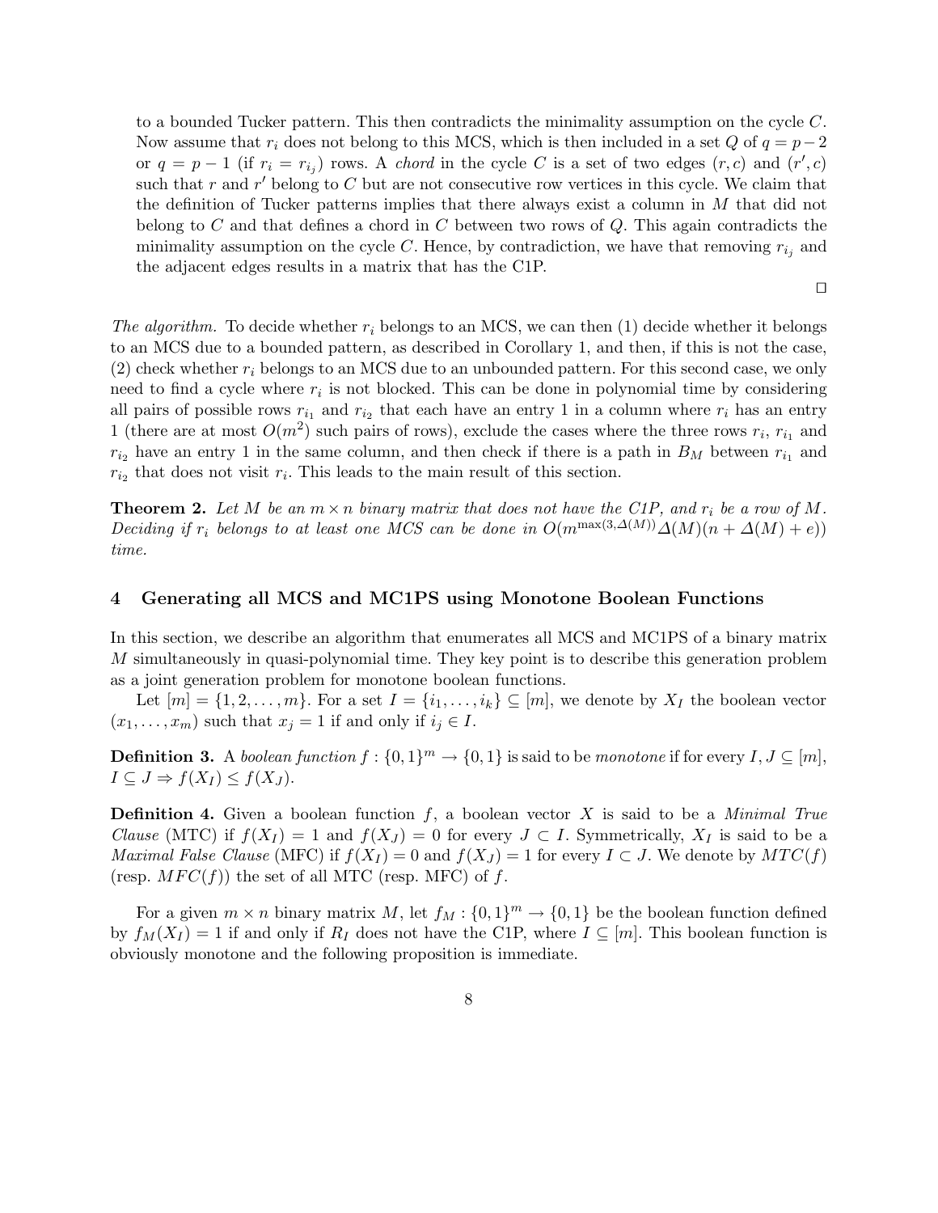to a bounded Tucker pattern. This then contradicts the minimality assumption on the cycle $C$. Now assume that $r_i$ does not belong to this MCS, which is then included in a set $Q$ of $q = p-2$ or $q = p-1$ (if $r_i = r_{i_j}$) rows. A *chord* in the cycle $C$ is a set of two edges $(r, c)$ and $(r', c)$ such that $r$ and $r'$ belong to $C$ but are not consecutive row vertices in this cycle. We claim that the definition of Tucker patterns implies that there always exist a column in $M$ that did not belong to $C$ and that defines a chord in $C$ between two rows of $Q$. This again contradicts the minimality assumption on the cycle $C$. Hence, by contradiction, we have that removing $r_{i_j}$ and the adjacent edges results in a matrix that has the C1P.

□

*The algorithm.* To decide whether $r_i$ belongs to an MCS, we can then (1) decide whether it belongs to an MCS due to a bounded pattern, as described in Corollary 1, and then, if this is not the case, (2) check whether $r_i$ belongs to an MCS due to an unbounded pattern. For this second case, we only need to find a cycle where $r_i$ is not blocked. This can be done in polynomial time by considering all pairs of possible rows $r_{i_1}$ and $r_{i_2}$ that each have an entry 1 in a column where $r_i$ has an entry 1 (there are at most $O(m^2)$ such pairs of rows), exclude the cases where the three rows $r_i$, $r_{i_1}$ and $r_{i_2}$ have an entry 1 in the same column, and then check if there is a path in $B_M$ between $r_{i_1}$ and $r_{i_2}$ that does not visit $r_i$. This leads to the main result of this section.

**Theorem 2.** *Let $M$ be an $m \times n$ binary matrix that does not have the C1P, and $r_i$ be a row of $M$. Deciding if $r_i$ belongs to at least one MCS can be done in $O(m^{\max(3,\Delta(M))}\Delta(M)(n + \Delta(M) + e))$ time.*

## 4 Generating all MCS and MC1PS using Monotone Boolean Functions

In this section, we describe an algorithm that enumerates all MCS and MC1PS of a binary matrix $M$ simultaneously in quasi-polynomial time. They key point is to describe this generation problem as a joint generation problem for monotone boolean functions.

Let $[m] = \{1, 2, \ldots, m\}$. For a set $I = \{i_1, \ldots, i_k\} \subseteq [m]$, we denote by $X_I$ the boolean vector $(x_1, \ldots, x_m)$ such that $x_j = 1$ if and only if $i_j \in I$.

**Definition 3.** A *boolean function* $f : \{0,1\}^m \rightarrow \{0,1\}$ is said to be *monotone* if for every $I, J \subseteq [m]$, $I \subseteq J \Rightarrow f(X_I) \leq f(X_J)$.

**Definition 4.** Given a boolean function $f$, a boolean vector $X$ is said to be a *Minimal True Clause* (MTC) if $f(X_I) = 1$ and $f(X_J) = 0$ for every $J \subset I$. Symmetrically, $X_I$ is said to be a *Maximal False Clause* (MFC) if $f(X_I) = 0$ and $f(X_J) = 1$ for every $I \subset J$. We denote by $MTC(f)$ (resp. $MFC(f)$) the set of all MTC (resp. MFC) of $f$.

For a given $m \times n$ binary matrix $M$, let $f_M : \{0,1\}^m \rightarrow \{0,1\}$ be the boolean function defined by $f_M(X_I) = 1$ if and only if $R_I$ does not have the C1P, where $I \subseteq [m]$. This boolean function is obviously monotone and the following proposition is immediate.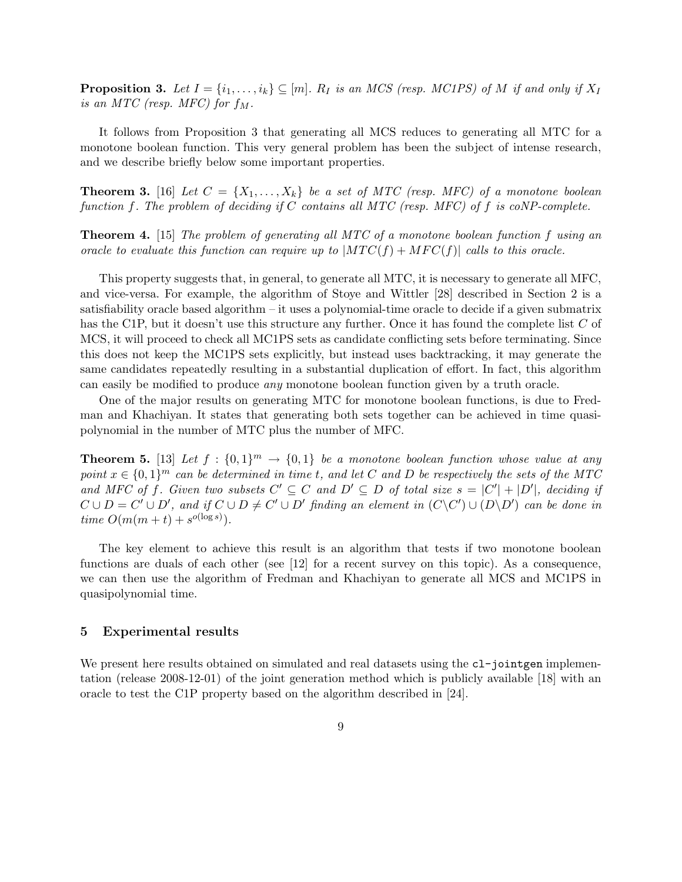**Proposition 3.** *Let $I = \{i_1, \ldots, i_k\} \subseteq [m]$. $R_I$ is an MCS (resp. MC1PS) of $M$ if and only if $X_I$ is an MTC (resp. MFC) for $f_M$.*

It follows from Proposition 3 that generating all MCS reduces to generating all MTC for a monotone boolean function. This very general problem has been the subject of intense research, and we describe briefly below some important properties.

**Theorem 3.** [16] *Let $C = \{X_1, \ldots, X_k\}$ be a set of MTC (resp. MFC) of a monotone boolean function $f$. The problem of deciding if $C$ contains all MTC (resp. MFC) of $f$ is coNP-complete.*

**Theorem 4.** [15] *The problem of generating all MTC of a monotone boolean function $f$ using an oracle to evaluate this function can require up to $|MTC(f) + MFC(f)|$ calls to this oracle.*

This property suggests that, in general, to generate all MTC, it is necessary to generate all MFC, and vice-versa. For example, the algorithm of Stoye and Wittler [28] described in Section 2 is a satisfiability oracle based algorithm – it uses a polynomial-time oracle to decide if a given submatrix has the C1P, but it doesn't use this structure any further. Once it has found the complete list $C$ of MCS, it will proceed to check all MC1PS sets as candidate conflicting sets before terminating. Since this does not keep the MC1PS sets explicitly, but instead uses backtracking, it may generate the same candidates repeatedly resulting in a substantial duplication of effort. In fact, this algorithm can easily be modified to produce *any* monotone boolean function given by a truth oracle.

One of the major results on generating MTC for monotone boolean functions, is due to Fredman and Khachiyan. It states that generating both sets together can be achieved in time quasi-polynomial in the number of MTC plus the number of MFC.

**Theorem 5.** [13] *Let $f : \{0,1\}^m \to \{0,1\}$ be a monotone boolean function whose value at any point $x \in \{0,1\}^m$ can be determined in time $t$, and let $C$ and $D$ be respectively the sets of the MTC and MFC of $f$. Given two subsets $C' \subseteq C$ and $D' \subseteq D$ of total size $s = |C'| + |D'|$, deciding if $C \cup D = C' \cup D'$, and if $C \cup D \neq C' \cup D'$ finding an element in $(C \backslash C') \cup (D \backslash D')$ can be done in time $O(m(m + t) + s^{o(\log s)})$.*

The key element to achieve this result is an algorithm that tests if two monotone boolean functions are duals of each other (see [12] for a recent survey on this topic). As a consequence, we can then use the algorithm of Fredman and Khachiyan to generate all MCS and MC1PS in quasipolynomial time.

## 5 Experimental results

We present here results obtained on simulated and real datasets using the `cl-jointgen` implementation (release 2008-12-01) of the joint generation method which is publicly available [18] with an oracle to test the C1P property based on the algorithm described in [24].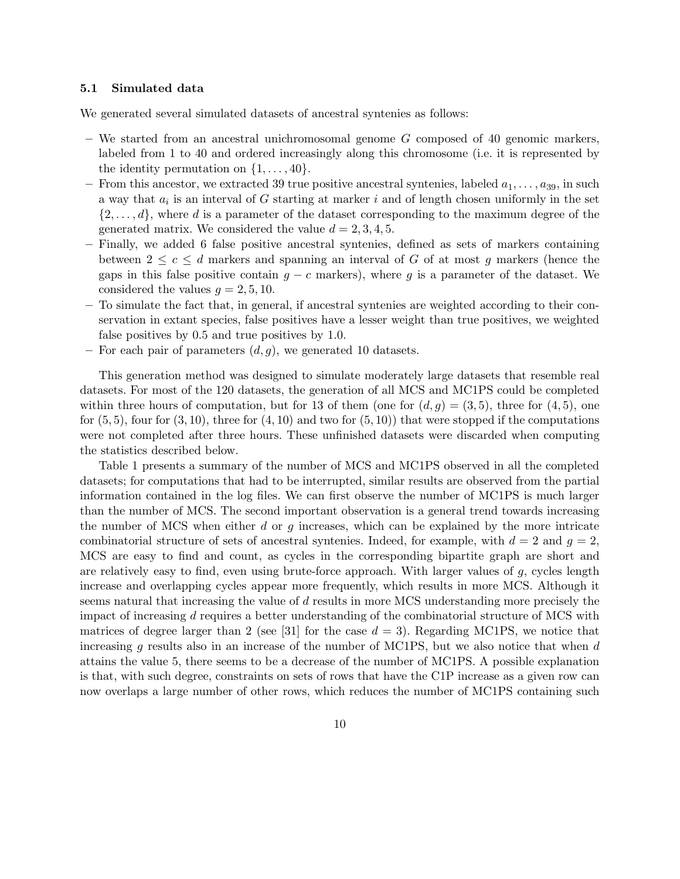### 5.1 Simulated data

We generated several simulated datasets of ancestral syntenies as follows:

- We started from an ancestral unichromosomal genome $G$ composed of 40 genomic markers, labeled from 1 to 40 and ordered increasingly along this chromosome (i.e. it is represented by the identity permutation on $\{1, \ldots, 40\}$.
- From this ancestor, we extracted 39 true positive ancestral syntenies, labeled $a_1, \ldots, a_{39}$, in such a way that $a_i$ is an interval of $G$ starting at marker $i$ and of length chosen uniformly in the set $\{2, \ldots, d\}$, where $d$ is a parameter of the dataset corresponding to the maximum degree of the generated matrix. We considered the value $d = 2, 3, 4, 5$.
- Finally, we added 6 false positive ancestral syntenies, defined as sets of markers containing between $2 \leq c \leq d$ markers and spanning an interval of $G$ of at most $g$ markers (hence the gaps in this false positive contain $g - c$ markers), where $g$ is a parameter of the dataset. We considered the values $g = 2, 5, 10$.
- To simulate the fact that, in general, if ancestral syntenies are weighted according to their conservation in extant species, false positives have a lesser weight than true positives, we weighted false positives by 0.5 and true positives by 1.0.
- For each pair of parameters $(d, g)$, we generated 10 datasets.

This generation method was designed to simulate moderately large datasets that resemble real datasets. For most of the 120 datasets, the generation of all MCS and MC1PS could be completed within three hours of computation, but for 13 of them (one for $(d, g) = (3, 5)$, three for $(4, 5)$, one for $(5, 5)$, four for $(3, 10)$, three for $(4, 10)$ and two for $(5, 10)$) that were stopped if the computations were not completed after three hours. These unfinished datasets were discarded when computing the statistics described below.

Table 1 presents a summary of the number of MCS and MC1PS observed in all the completed datasets; for computations that had to be interrupted, similar results are observed from the partial information contained in the log files. We can first observe the number of MC1PS is much larger than the number of MCS. The second important observation is a general trend towards increasing the number of MCS when either $d$ or $g$ increases, which can be explained by the more intricate combinatorial structure of sets of ancestral syntenies. Indeed, for example, with $d = 2$ and $g = 2$, MCS are easy to find and count, as cycles in the corresponding bipartite graph are short and are relatively easy to find, even using brute-force approach. With larger values of $g$, cycles length increase and overlapping cycles appear more frequently, which results in more MCS. Although it seems natural that increasing the value of $d$ results in more MCS understanding more precisely the impact of increasing $d$ requires a better understanding of the combinatorial structure of MCS with matrices of degree larger than 2 (see [31] for the case $d = 3$). Regarding MC1PS, we notice that increasing $g$ results also in an increase of the number of MC1PS, but we also notice that when $d$ attains the value 5, there seems to be a decrease of the number of MC1PS. A possible explanation is that, with such degree, constraints on sets of rows that have the C1P increase as a given row can now overlaps a large number of other rows, which reduces the number of MC1PS containing such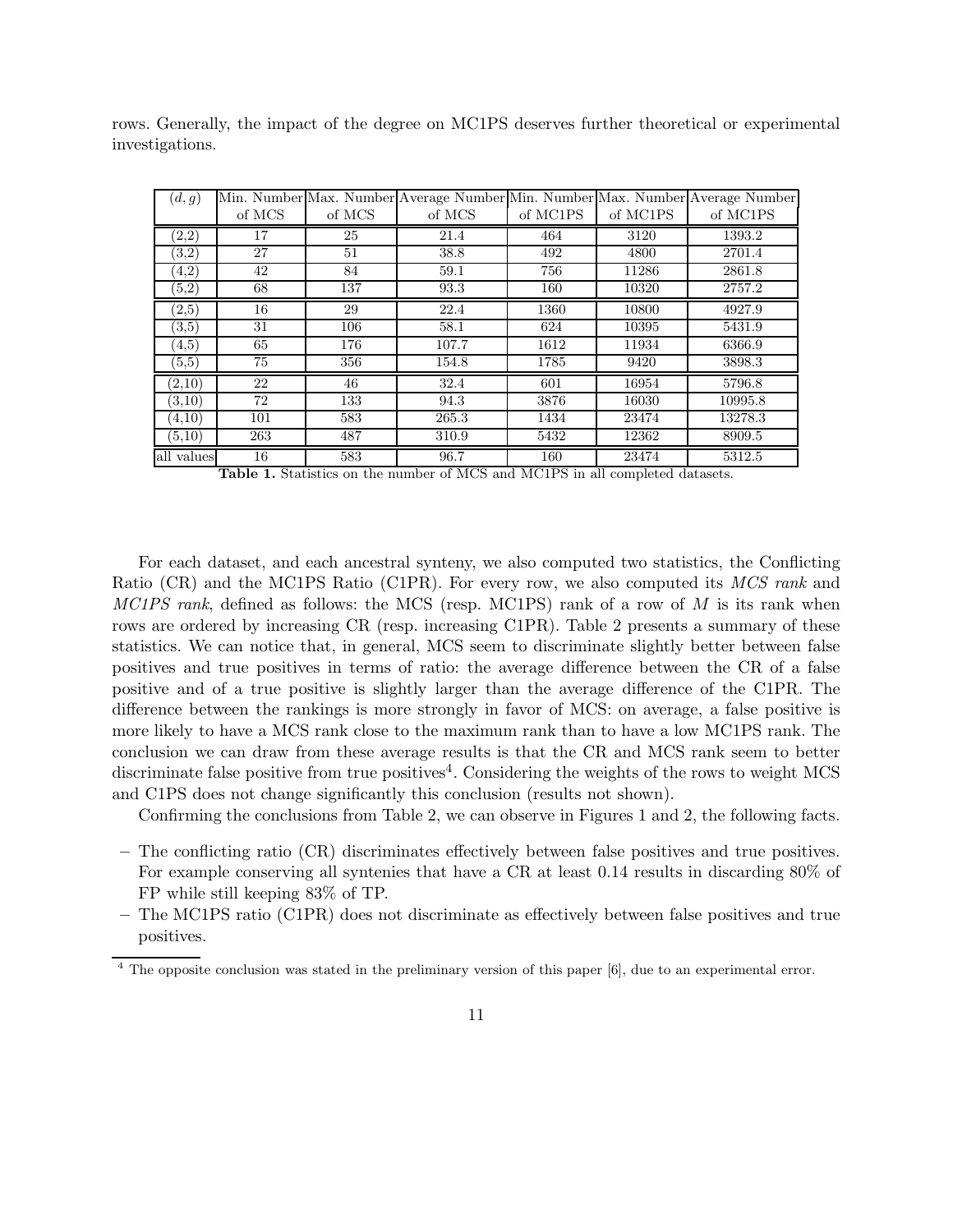rows. Generally, the impact of the degree on MC1PS deserves further theoretical or experimental investigations.

| $(d, g)$ | Min. Number of MCS | Max. Number of MCS | Average Number of MCS | Min. Number of MC1PS | Max. Number of MC1PS | Average Number of MC1PS |
|---|---|---|---|---|---|---|
| (2,2) | 17 | 25 | 21.4 | 464 | 3120 | 1393.2 |
| (3,2) | 27 | 51 | 38.8 | 492 | 4800 | 2701.4 |
| (4,2) | 42 | 84 | 59.1 | 756 | 11286 | 2861.8 |
| (5,2) | 68 | 137 | 93.3 | 160 | 10320 | 2757.2 |
| (2,5) | 16 | 29 | 22.4 | 1360 | 10800 | 4927.9 |
| (3,5) | 31 | 106 | 58.1 | 624 | 10395 | 5431.9 |
| (4,5) | 65 | 176 | 107.7 | 1612 | 11934 | 6366.9 |
| (5,5) | 75 | 356 | 154.8 | 1785 | 9420 | 3898.3 |
| (2,10) | 22 | 46 | 32.4 | 601 | 16954 | 5796.8 |
| (3,10) | 72 | 133 | 94.3 | 3876 | 16030 | 10995.8 |
| (4,10) | 101 | 583 | 265.3 | 1434 | 23474 | 13278.3 |
| (5,10) | 263 | 487 | 310.9 | 5432 | 12362 | 8909.5 |
| all values | 16 | 583 | 96.7 | 160 | 23474 | 5312.5 |

**Table 1.** Statistics on the number of MCS and MC1PS in all completed datasets.

For each dataset, and each ancestral synteny, we also computed two statistics, the Conflicting Ratio (CR) and the MC1PS Ratio (C1PR). For every row, we also computed its *MCS rank* and *MC1PS rank*, defined as follows: the MCS (resp. MC1PS) rank of a row of $M$ is its rank when rows are ordered by increasing CR (resp. increasing C1PR). Table 2 presents a summary of these statistics. We can notice that, in general, MCS seem to discriminate slightly better between false positives and true positives in terms of ratio: the average difference between the CR of a false positive and of a true positive is slightly larger than the average difference of the C1PR. The difference between the rankings is more strongly in favor of MCS: on average, a false positive is more likely to have a MCS rank close to the maximum rank than to have a low MC1PS rank. The conclusion we can draw from these average results is that the CR and MCS rank seem to better discriminate false positive from true positives[4]. Considering the weights of the rows to weight MCS and C1PS does not change significantly this conclusion (results not shown).

Confirming the conclusions from Table 2, we can observe in Figures 1 and 2, the following facts.

- The conflicting ratio (CR) discriminates effectively between false positives and true positives. For example conserving all syntenies that have a CR at least 0.14 results in discarding 80% of FP while still keeping 83% of TP.
- The MC1PS ratio (C1PR) does not discriminate as effectively between false positives and true positives.

[4] The opposite conclusion was stated in the preliminary version of this paper [6], due to an experimental error.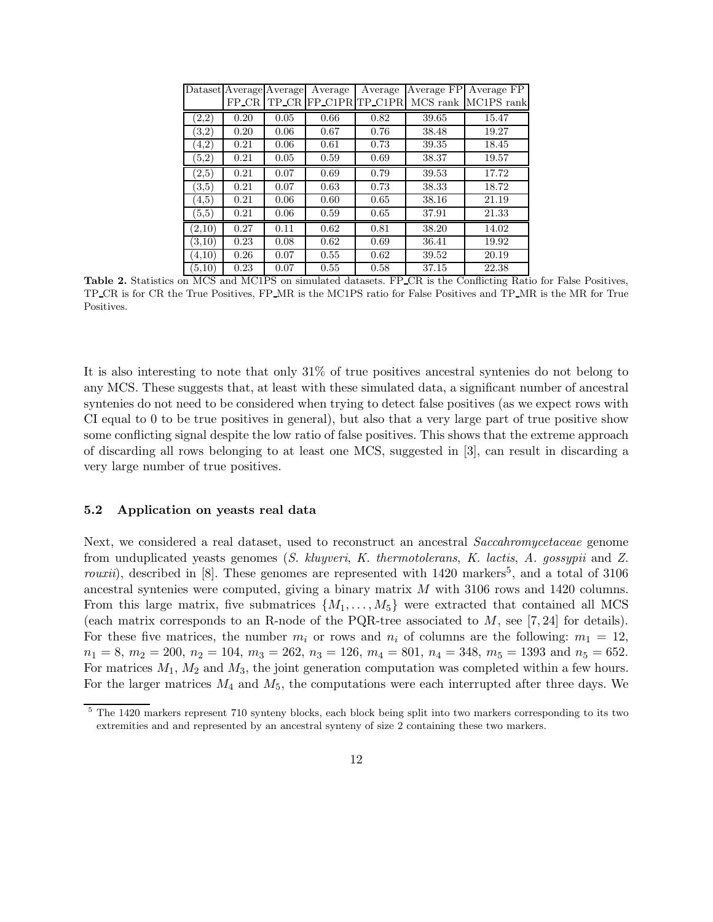| Dataset | Average FP_CR | Average TP_CR | Average FP_C1PR | Average TP_C1PR | Average FP MCS rank | Average FP MC1PS rank |
|---|---|---|---|---|---|---|
| (2,2) | 0.20 | 0.05 | 0.66 | 0.82 | 39.65 | 15.47 |
| (3,2) | 0.20 | 0.06 | 0.67 | 0.76 | 38.48 | 19.27 |
| (4,2) | 0.21 | 0.06 | 0.61 | 0.73 | 39.35 | 18.45 |
| (5,2) | 0.21 | 0.05 | 0.59 | 0.69 | 38.37 | 19.57 |
| (2,5) | 0.21 | 0.07 | 0.69 | 0.79 | 39.53 | 17.72 |
| (3,5) | 0.21 | 0.07 | 0.63 | 0.73 | 38.33 | 18.72 |
| (4,5) | 0.21 | 0.06 | 0.60 | 0.65 | 38.16 | 21.19 |
| (5,5) | 0.21 | 0.06 | 0.59 | 0.65 | 37.91 | 21.33 |
| (2,10) | 0.27 | 0.11 | 0.62 | 0.81 | 38.20 | 14.02 |
| (3,10) | 0.23 | 0.08 | 0.62 | 0.69 | 36.41 | 19.92 |
| (4,10) | 0.26 | 0.07 | 0.55 | 0.62 | 39.52 | 20.19 |
| (5,10) | 0.23 | 0.07 | 0.55 | 0.58 | 37.15 | 22.38 |

**Table 2.** Statistics on MCS and MC1PS on simulated datasets. FP_CR is the Conflicting Ratio for False Positives, TP_CR is for CR the True Positives, FP_MR is the MC1PS ratio for False Positives and TP_MR is the MR for True Positives.

It is also interesting to note that only 31% of true positives ancestral syntenies do not belong to any MCS. These suggests that, at least with these simulated data, a significant number of ancestral syntenies do not need to be considered when trying to detect false positives (as we expect rows with CI equal to 0 to be true positives in general), but also that a very large part of true positive show some conflicting signal despite the low ratio of false positives. This shows that the extreme approach of discarding all rows belonging to at least one MCS, suggested in [3], can result in discarding a very large number of true positives.

### 5.2 Application on yeasts real data

Next, we considered a real dataset, used to reconstruct an ancestral *Saccahromycetaceae* genome from unduplicated yeasts genomes (*S. kluyveri*, *K. thermotolerans*, *K. lactis*, *A. gossypii* and *Z. rouxii*), described in [8]. These genomes are represented with 1420 markers[5], and a total of 3106 ancestral syntenies were computed, giving a binary matrix $M$ with 3106 rows and 1420 columns. From this large matrix, five submatrices $\{M_1, \ldots, M_5\}$ were extracted that contained all MCS (each matrix corresponds to an R-node of the PQR-tree associated to $M$, see [7, 24] for details). For these five matrices, the number $m_i$ or rows and $n_i$ of columns are the following: $m_1 = 12$, $n_1 = 8$, $m_2 = 200$, $n_2 = 104$, $m_3 = 262$, $n_3 = 126$, $m_4 = 801$, $n_4 = 348$, $m_5 = 1393$ and $n_5 = 652$. For matrices $M_1$, $M_2$ and $M_3$, the joint generation computation was completed within a few hours. For the larger matrices $M_4$ and $M_5$, the computations were each interrupted after three days. We

[5] The 1420 markers represent 710 synteny blocks, each block being split into two markers corresponding to its two extremities and and represented by an ancestral synteny of size 2 containing these two markers.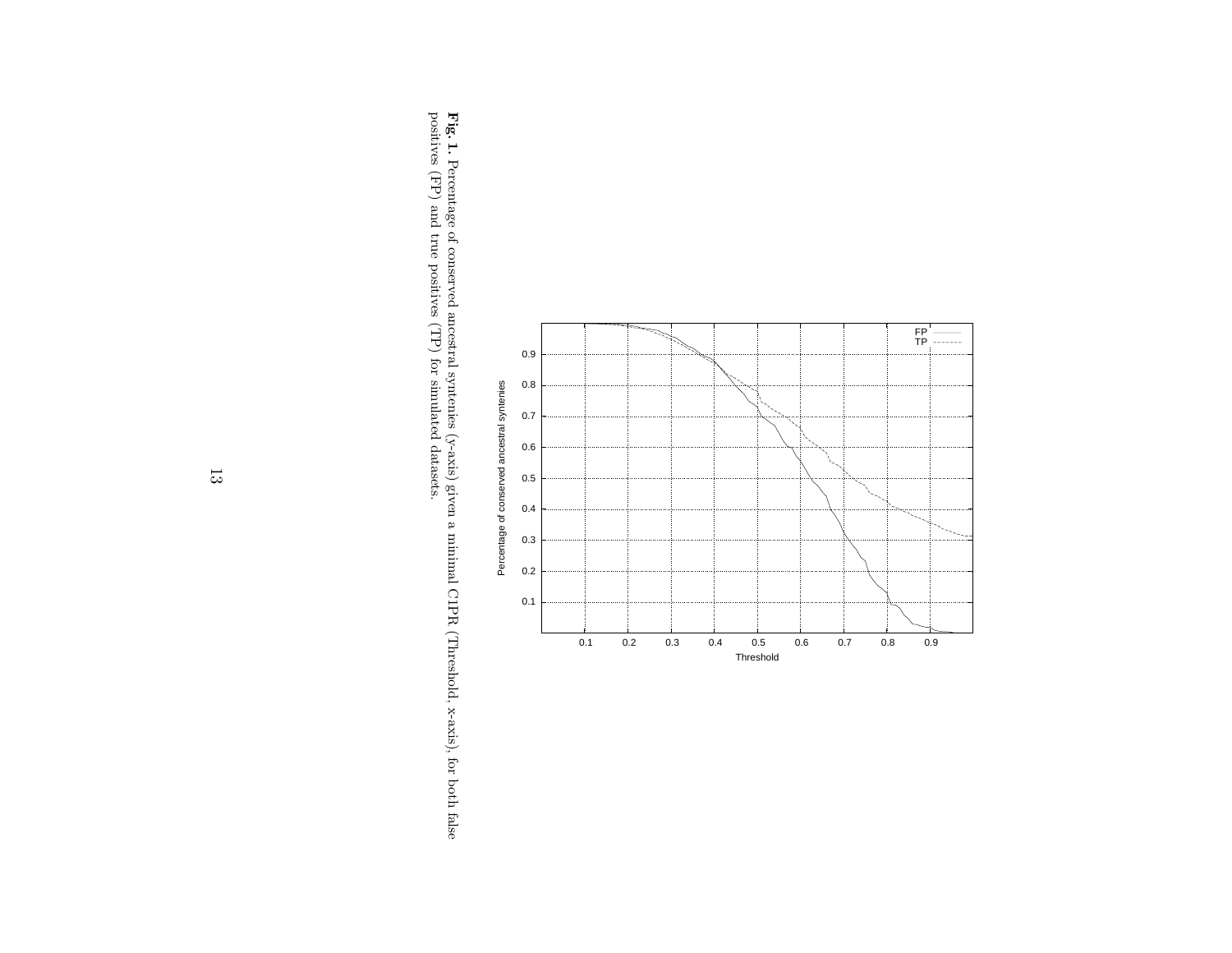**Fig. 1.** Percentage of conserved ancestral syntenies (y-axis) given a minimal CIPR (Threshold, x-axis), for both false positives (FP) and true positives (TP) for simulated datasets.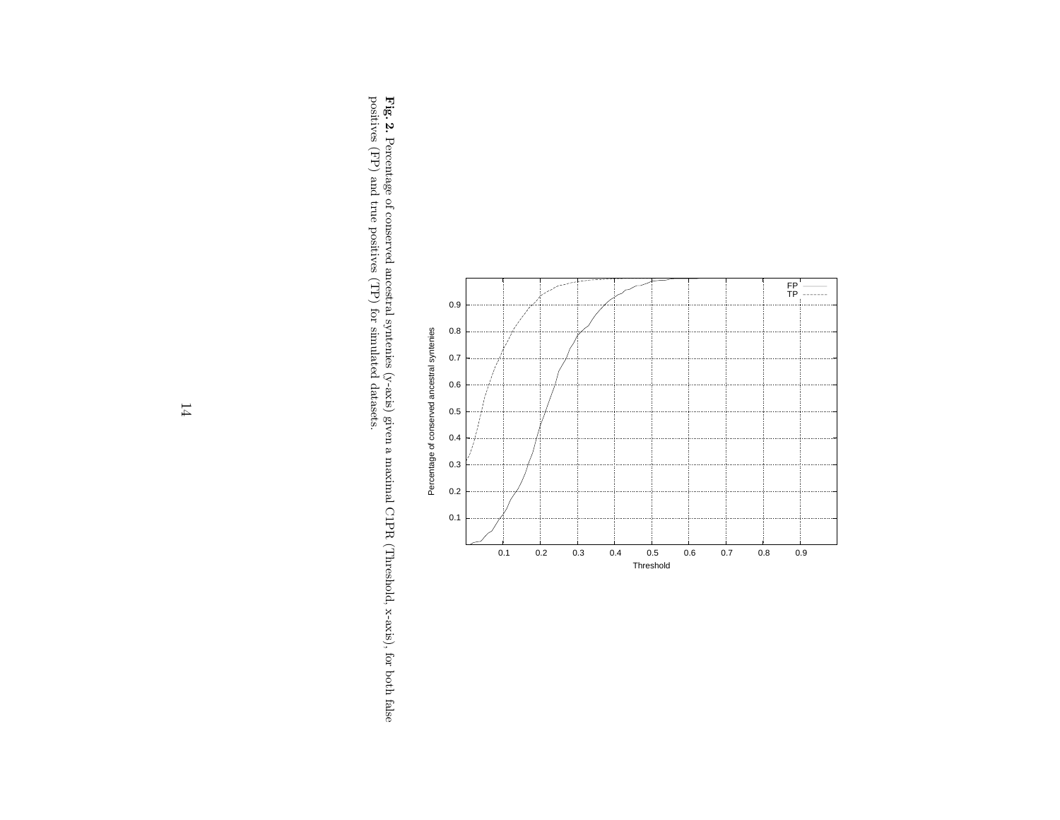**Fig. 2.** Percentage of conserved ancestral syntenies (y-axis) given a maximal CIPR (Threshold, x-axis), for both false positives (FP) and true positives (TP) for simulated datasets.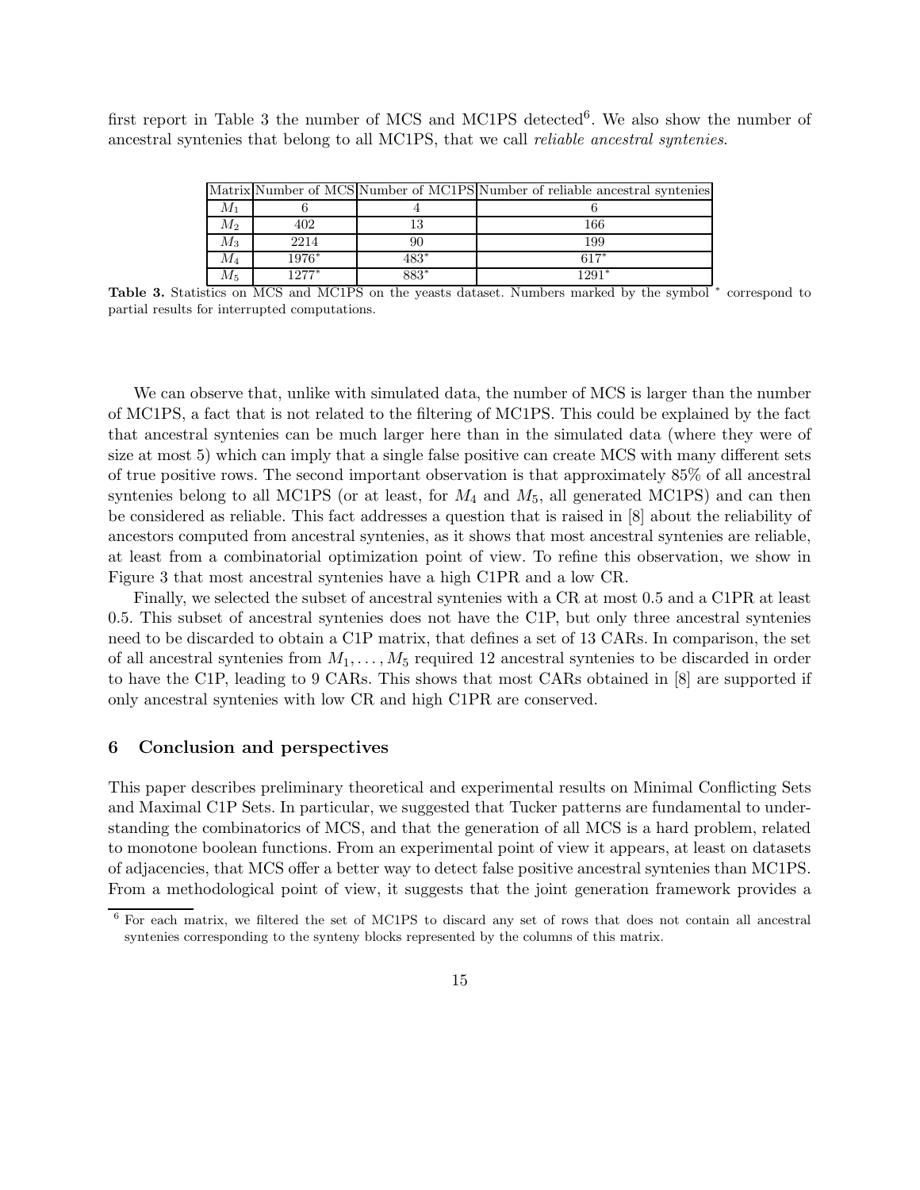first report in Table 3 the number of MCS and MC1PS detected[6]. We also show the number of ancestral syntenies that belong to all MC1PS, that we call *reliable ancestral syntenies*.

| Matrix | Number of MCS | Number of MC1PS | Number of reliable ancestral syntenies |
|---|---|---|---|
| $M_1$ | 6 | 4 | 6 |
| $M_2$ | 402 | 13 | 166 |
| $M_3$ | 2214 | 90 | 199 |
| $M_4$ | $1976^*$ | $483^*$ | $617^*$ |
| $M_5$ | $1277^*$ | $883^*$ | $1291^*$ |

**Table 3.** Statistics on MCS and MC1PS on the yeasts dataset. Numbers marked by the symbol * correspond to partial results for interrupted computations.

We can observe that, unlike with simulated data, the number of MCS is larger than the number of MC1PS, a fact that is not related to the filtering of MC1PS. This could be explained by the fact that ancestral syntenies can be much larger here than in the simulated data (where they were of size at most 5) which can imply that a single false positive can create MCS with many different sets of true positive rows. The second important observation is that approximately 85% of all ancestral syntenies belong to all MC1PS (or at least, for $M_4$ and $M_5$, all generated MC1PS) and can then be considered as reliable. This fact addresses a question that is raised in [8] about the reliability of ancestors computed from ancestral syntenies, as it shows that most ancestral syntenies are reliable, at least from a combinatorial optimization point of view. To refine this observation, we show in Figure 3 that most ancestral syntenies have a high C1PR and a low CR.

Finally, we selected the subset of ancestral syntenies with a CR at most 0.5 and a C1PR at least 0.5. This subset of ancestral syntenies does not have the C1P, but only three ancestral syntenies need to be discarded to obtain a C1P matrix, that defines a set of 13 CARs. In comparison, the set of all ancestral syntenies from $M_1, \ldots, M_5$ required 12 ancestral syntenies to be discarded in order to have the C1P, leading to 9 CARs. This shows that most CARs obtained in [8] are supported if only ancestral syntenies with low CR and high C1PR are conserved.

## 6 Conclusion and perspectives

This paper describes preliminary theoretical and experimental results on Minimal Conflicting Sets and Maximal C1P Sets. In particular, we suggested that Tucker patterns are fundamental to understanding the combinatorics of MCS, and that the generation of all MCS is a hard problem, related to monotone boolean functions. From an experimental point of view it appears, at least on datasets of adjacencies, that MCS offer a better way to detect false positive ancestral syntenies than MC1PS. From a methodological point of view, it suggests that the joint generation framework provides a

[6] For each matrix, we filtered the set of MC1PS to discard any set of rows that does not contain all ancestral syntenies corresponding to the synteny blocks represented by the columns of this matrix.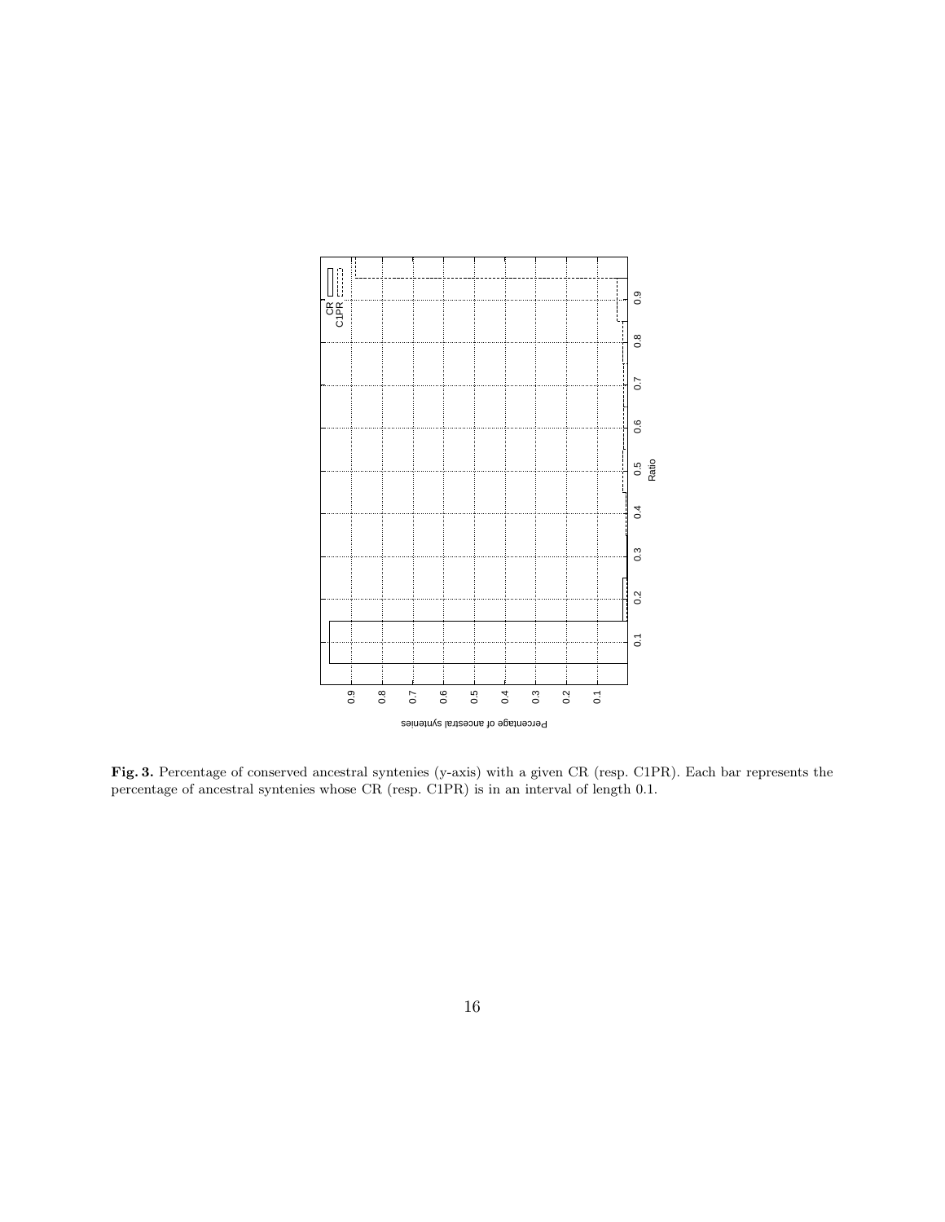**Fig. 3.** Percentage of conserved ancestral syntenies (y-axis) with a given CR (resp. C1PR). Each bar represents the percentage of ancestral syntenies whose CR (resp. C1PR) is in an interval of length 0.1.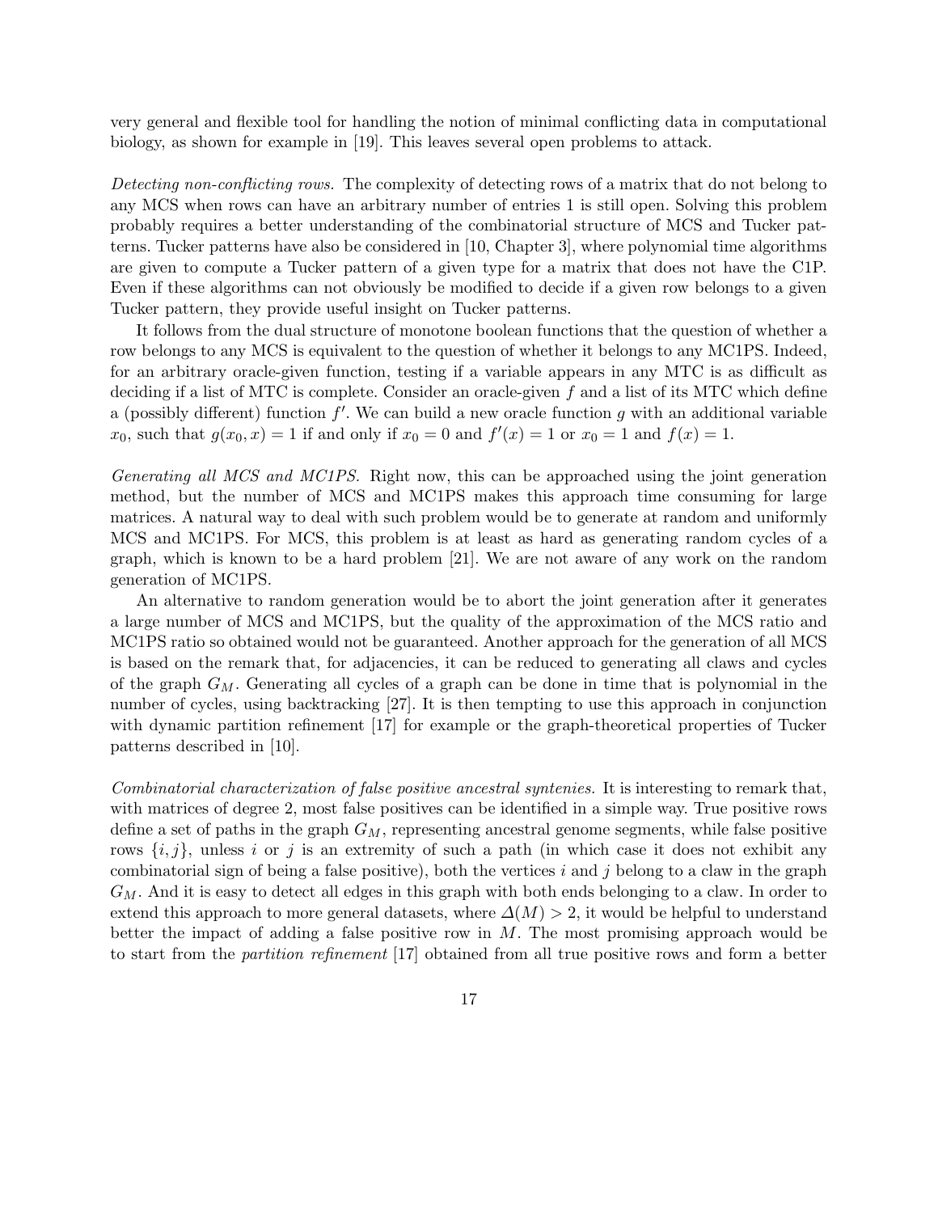very general and flexible tool for handling the notion of minimal conflicting data in computational biology, as shown for example in [19]. This leaves several open problems to attack.

*Detecting non-conflicting rows.* The complexity of detecting rows of a matrix that do not belong to any MCS when rows can have an arbitrary number of entries 1 is still open. Solving this problem probably requires a better understanding of the combinatorial structure of MCS and Tucker patterns. Tucker patterns have also be considered in [10, Chapter 3], where polynomial time algorithms are given to compute a Tucker pattern of a given type for a matrix that does not have the C1P. Even if these algorithms can not obviously be modified to decide if a given row belongs to a given Tucker pattern, they provide useful insight on Tucker patterns.

It follows from the dual structure of monotone boolean functions that the question of whether a row belongs to any MCS is equivalent to the question of whether it belongs to any MC1PS. Indeed, for an arbitrary oracle-given function, testing if a variable appears in any MTC is as difficult as deciding if a list of MTC is complete. Consider an oracle-given $f$ and a list of its MTC which define a (possibly different) function $f'$. We can build a new oracle function $g$ with an additional variable $x_0$, such that $g(x_0, x) = 1$ if and only if $x_0 = 0$ and $f'(x) = 1$ or $x_0 = 1$ and $f(x) = 1$.

*Generating all MCS and MC1PS.* Right now, this can be approached using the joint generation method, but the number of MCS and MC1PS makes this approach time consuming for large matrices. A natural way to deal with such problem would be to generate at random and uniformly MCS and MC1PS. For MCS, this problem is at least as hard as generating random cycles of a graph, which is known to be a hard problem [21]. We are not aware of any work on the random generation of MC1PS.

An alternative to random generation would be to abort the joint generation after it generates a large number of MCS and MC1PS, but the quality of the approximation of the MCS ratio and MC1PS ratio so obtained would not be guaranteed. Another approach for the generation of all MCS is based on the remark that, for adjacencies, it can be reduced to generating all claws and cycles of the graph $G_M$. Generating all cycles of a graph can be done in time that is polynomial in the number of cycles, using backtracking [27]. It is then tempting to use this approach in conjunction with dynamic partition refinement [17] for example or the graph-theoretical properties of Tucker patterns described in [10].

*Combinatorial characterization of false positive ancestral synteníes.* It is interesting to remark that, with matrices of degree 2, most false positives can be identified in a simple way. True positive rows define a set of paths in the graph $G_M$, representing ancestral genome segments, while false positive rows $\{i, j\}$, unless $i$ or $j$ is an extremity of such a path (in which case it does not exhibit any combinatorial sign of being a false positive), both the vertices $i$ and $j$ belong to a claw in the graph $G_M$. And it is easy to detect all edges in this graph with both ends belonging to a claw. In order to extend this approach to more general datasets, where $\Delta(M) > 2$, it would be helpful to understand better the impact of adding a false positive row in $M$. The most promising approach would be to start from the *partition refinement* [17] obtained from all true positive rows and form a better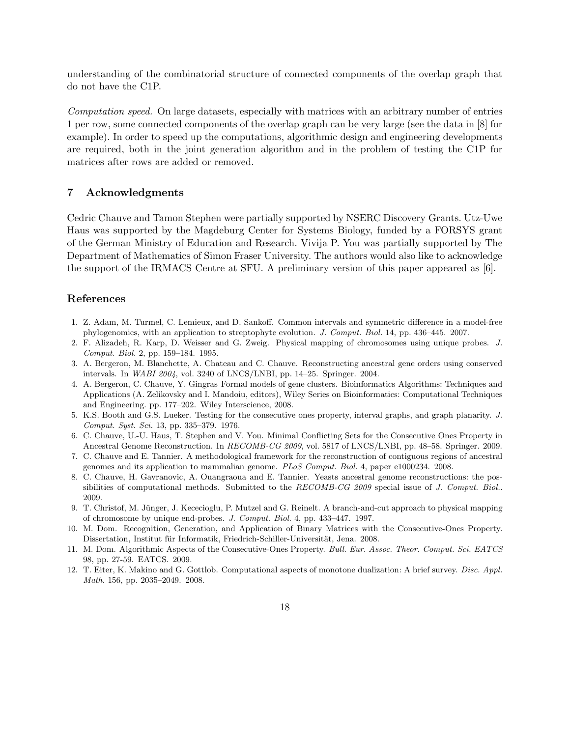understanding of the combinatorial structure of connected components of the overlap graph that do not have the C1P.

*Computation speed.* On large datasets, especially with matrices with an arbitrary number of entries 1 per row, some connected components of the overlap graph can be very large (see the data in [8] for example). In order to speed up the computations, algorithmic design and engineering developments are required, both in the joint generation algorithm and in the problem of testing the C1P for matrices after rows are added or removed.

## 7 Acknowledgments

Cedric Chauve and Tamon Stephen were partially supported by NSERC Discovery Grants. Utz-Uwe Haus was supported by the Magdeburg Center for Systems Biology, funded by a FORSYS grant of the German Ministry of Education and Research. Vivija P. You was partially supported by The Department of Mathematics of Simon Fraser University. The authors would also like to acknowledge the support of the IRMACS Centre at SFU. A preliminary version of this paper appeared as [6].

## References

1. Z. Adam, M. Turmel, C. Lemieux, and D. Sankoff. Common intervals and symmetric difference in a model-free phylogenomics, with an application to streptophyte evolution. *J. Comput. Biol.* 14, pp. 436–445. 2007.
2. F. Alizadeh, R. Karp, D. Weisser and G. Zweig. Physical mapping of chromosomes using unique probes. *J. Comput. Biol.* 2, pp. 159–184. 1995.
3. A. Bergeron, M. Blanchette, A. Chateau and C. Chauve. Reconstructing ancestral gene orders using conserved intervals. In *WABI 2004*, vol. 3240 of LNCS/LNBI, pp. 14–25. Springer. 2004.
4. A. Bergeron, C. Chauve, Y. Gingras Formal models of gene clusters. Bioinformatics Algorithms: Techniques and Applications (A. Zelikovsky and I. Mandoiu, editors), Wiley Series on Bioinformatics: Computational Techniques and Engineering. pp. 177–202. Wiley Interscience, 2008.
5. K.S. Booth and G.S. Lueker. Testing for the consecutive ones property, interval graphs, and graph planarity. *J. Comput. Syst. Sci.* 13, pp. 335–379. 1976.
6. C. Chauve, U.-U. Haus, T. Stephen and V. You. Minimal Conflicting Sets for the Consecutive Ones Property in Ancestral Genome Reconstruction. In *RECOMB-CG 2009*, vol. 5817 of LNCS/LNBI, pp. 48–58. Springer. 2009.
7. C. Chauve and E. Tannier. A methodological framework for the reconstruction of contiguous regions of ancestral genomes and its application to mammalian genome. *PLoS Comput. Biol.* 4, paper e1000234. 2008.
8. C. Chauve, H. Gavranovic, A. Ouangraoua and E. Tannier. Yeasts ancestral genome reconstructions: the possibilities of computational methods. Submitted to the *RECOMB-CG 2009* special issue of *J. Comput. Biol.*. 2009.
9. T. Christof, M. Jünger, J. Kececioglu, P. Mutzel and G. Reinelt. A branch-and-cut approach to physical mapping of chromosome by unique end-probes. *J. Comput. Biol.* 4, pp. 433–447. 1997.
10. M. Dom. Recognition, Generation, and Application of Binary Matrices with the Consecutive-Ones Property. Dissertation, Institut für Informatik, Friedrich-Schiller-Universität, Jena. 2008.
11. M. Dom. Algorithmic Aspects of the Consecutive-Ones Property. *Bull. Eur. Assoc. Theor. Comput. Sci. EATCS* 98, pp. 27-59. EATCS. 2009.
12. T. Eiter, K. Makino and G. Gottlob. Computational aspects of monotone dualization: A brief survey. *Disc. Appl. Math.* 156, pp. 2035–2049. 2008.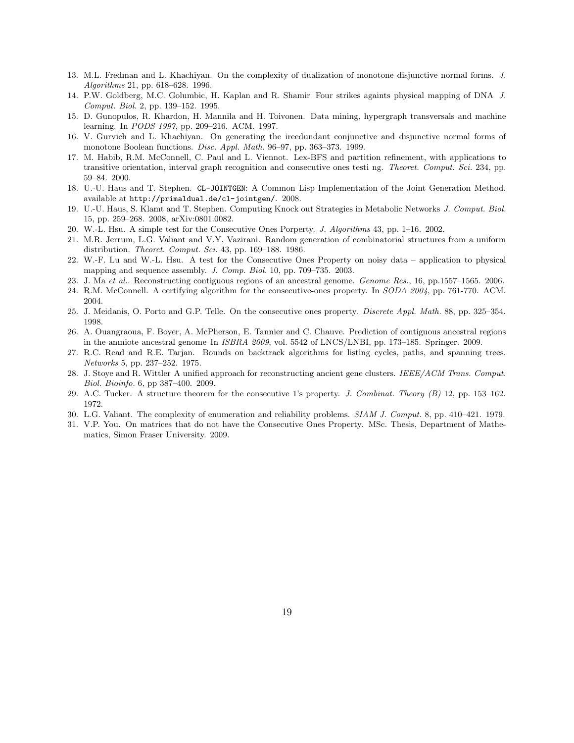13. M.L. Fredman and L. Khachiyan. On the complexity of dualization of monotone disjunctive normal forms. *J. Algorithms* 21, pp. 618–628. 1996.
14. P.W. Goldberg, M.C. Golumbic, H. Kaplan and R. Shamir Four strikes againts physical mapping of DNA *J. Comput. Biol.* 2, pp. 139–152. 1995.
15. D. Gunopulos, R. Khardon, H. Mannila and H. Toivonen. Data mining, hypergraph transversals and machine learning. In *PODS 1997*, pp. 209–216. ACM. 1997.
16. V. Gurvich and L. Khachiyan. On generating the ireedundant conjunctive and disjunctive normal forms of monotone Boolean functions. *Disc. Appl. Math.* 96–97, pp. 363–373. 1999.
17. M. Habib, R.M. McConnell, C. Paul and L. Viennot. Lex-BFS and partition refinement, with applications to transitive orientation, interval graph recognition and consecutive ones testi ng. *Theoret. Comput. Sci.* 234, pp. 59–84. 2000.
18. U.-U. Haus and T. Stephen. `CL-JOINTGEN`: A Common Lisp Implementation of the Joint Generation Method. available at `http://primaldual.de/cl-jointgen/`. 2008.
19. U.-U. Haus, S. Klamt and T. Stephen. Computing Knock out Strategies in Metabolic Networks *J. Comput. Biol.* 15, pp. 259–268. 2008, arXiv:0801.0082.
20. W.-L. Hsu. A simple test for the Consecutive Ones Porperty. *J. Algorithms* 43, pp. 1–16. 2002.
21. M.R. Jerrum, L.G. Valiant and V.Y. Vazirani. Random generation of combinatorial structures from a uniform distribution. *Theoret. Comput. Sci.* 43, pp. 169–188. 1986.
22. W.-F. Lu and W.-L. Hsu. A test for the Consecutive Ones Property on noisy data – application to physical mapping and sequence assembly. *J. Comp. Biol.* 10, pp. 709–735. 2003.
23. J. Ma *et al.*. Reconstructing contiguous regions of an ancestral genome. *Genome Res.*, 16, pp.1557–1565. 2006.
24. R.M. McConnell. A certifying algorithm for the consecutive-ones property. In *SODA 2004*, pp. 761-770. ACM. 2004.
25. J. Meidanis, O. Porto and G.P. Telle. On the consecutive ones property. *Discrete Appl. Math.* 88, pp. 325–354. 1998.
26. A. Ouangraoua, F. Boyer, A. McPherson, E. Tannier and C. Chauve. Prediction of contiguous ancestral regions in the amniote ancestral genome In *ISBRA 2009*, vol. 5542 of LNCS/LNBI, pp. 173–185. Springer. 2009.
27. R.C. Read and R.E. Tarjan. Bounds on backtrack algorithms for listing cycles, paths, and spanning trees. *Networks* 5, pp. 237–252. 1975.
28. J. Stoye and R. Wittler A unified approach for reconstructing ancient gene clusters. *IEEE/ACM Trans. Comput. Biol. Bioinfo.* 6, pp 387–400. 2009.
29. A.C. Tucker. A structure theorem for the consecutive 1's property. *J. Combinat. Theory (B)* 12, pp. 153–162. 1972.
30. L.G. Valiant. The complexity of enumeration and reliability problems. *SIAM J. Comput.* 8, pp. 410–421. 1979.
31. V.P. You. On matrices that do not have the Consecutive Ones Property. MSc. Thesis, Department of Mathematics, Simon Fraser University. 2009.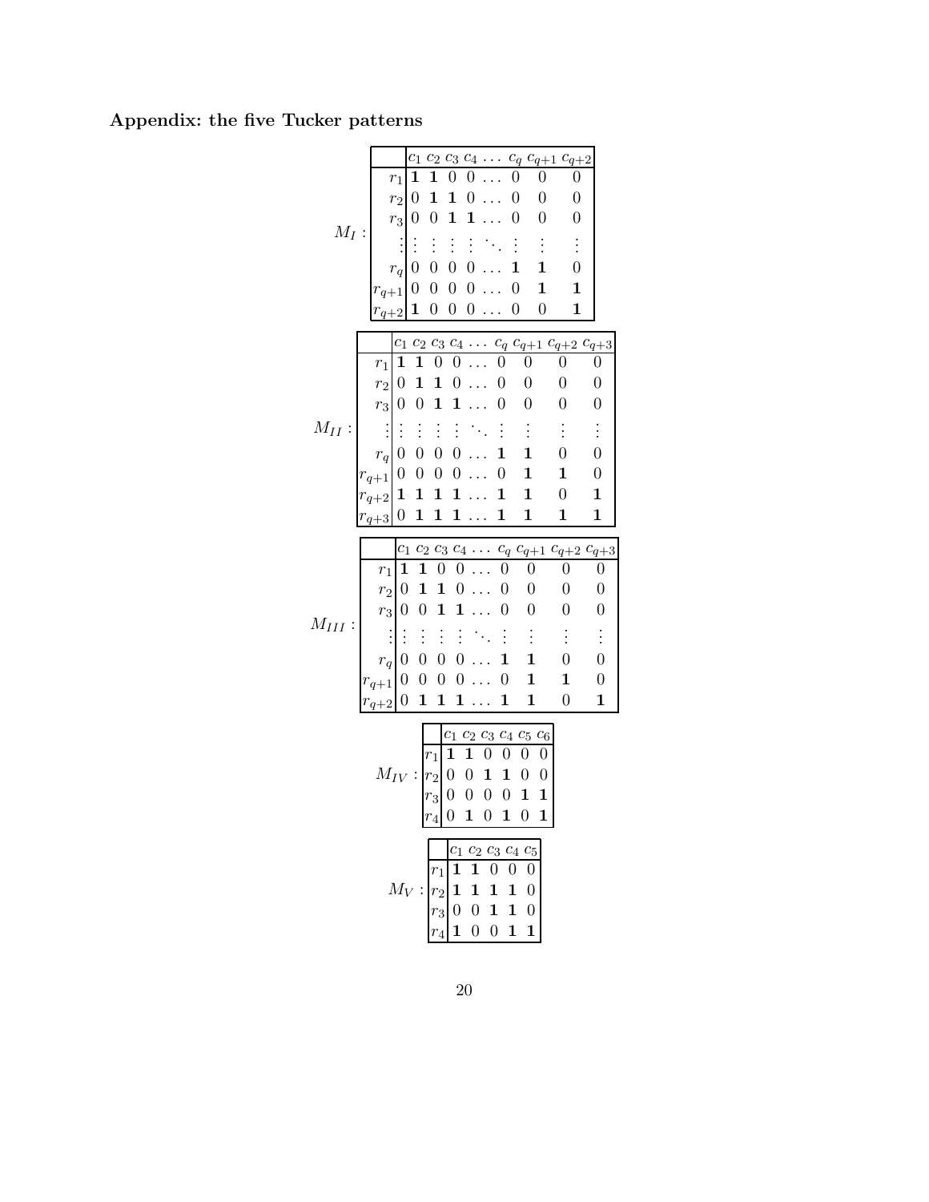**Appendix: the five Tucker patterns**

$M_I$:

| | $c_1$ | $c_2$ | $c_3$ | $c_4$ | $\dots$ | $c_q$ | $c_{q+1}$ | $c_{q+2}$ |
|---|---|---|---|---|---|---|---|---|
| $r_1$ | **1** | **1** | 0 | 0 | $\dots$ | 0 | 0 | 0 |
| $r_2$ | 0 | **1** | **1** | 0 | $\dots$ | 0 | 0 | 0 |
| $r_3$ | 0 | 0 | **1** | **1** | $\dots$ | 0 | 0 | 0 |
| $\vdots$ | $\vdots$ | $\vdots$ | $\vdots$ | $\vdots$ | $\ddots$ | $\vdots$ | $\vdots$ | $\vdots$ |
| $r_q$ | 0 | 0 | 0 | 0 | $\dots$ | **1** | **1** | 0 |
| $r_{q+1}$ | 0 | 0 | 0 | 0 | $\dots$ | 0 | **1** | **1** |
| $r_{q+2}$ | **1** | 0 | 0 | 0 | $\dots$ | 0 | 0 | **1** |

$M_{II}$:

| | $c_1$ | $c_2$ | $c_3$ | $c_4$ | $\dots$ | $c_q$ | $c_{q+1}$ | $c_{q+2}$ | $c_{q+3}$ |
|---|---|---|---|---|---|---|---|---|---|
| $r_1$ | **1** | **1** | 0 | 0 | $\dots$ | 0 | 0 | 0 | 0 |
| $r_2$ | 0 | **1** | **1** | 0 | $\dots$ | 0 | 0 | 0 | 0 |
| $r_3$ | 0 | 0 | **1** | **1** | $\dots$ | 0 | 0 | 0 | 0 |
| $\vdots$ | $\vdots$ | $\vdots$ | $\vdots$ | $\vdots$ | $\ddots$ | $\vdots$ | $\vdots$ | $\vdots$ | $\vdots$ |
| $r_q$ | 0 | 0 | 0 | 0 | $\dots$ | **1** | **1** | 0 | 0 |
| $r_{q+1}$ | 0 | 0 | 0 | 0 | $\dots$ | 0 | **1** | **1** | 0 |
| $r_{q+2}$ | **1** | **1** | **1** | **1** | $\dots$ | **1** | **1** | 0 | **1** |
| $r_{q+3}$ | 0 | **1** | **1** | **1** | $\dots$ | **1** | **1** | **1** | **1** |

$M_{III}$:

| | $c_1$ | $c_2$ | $c_3$ | $c_4$ | $\dots$ | $c_q$ | $c_{q+1}$ | $c_{q+2}$ | $c_{q+3}$ |
|---|---|---|---|---|---|---|---|---|---|
| $r_1$ | **1** | **1** | 0 | 0 | $\dots$ | 0 | 0 | 0 | 0 |
| $r_2$ | 0 | **1** | **1** | 0 | $\dots$ | 0 | 0 | 0 | 0 |
| $r_3$ | 0 | 0 | **1** | **1** | $\dots$ | 0 | 0 | 0 | 0 |
| $\vdots$ | $\vdots$ | $\vdots$ | $\vdots$ | $\vdots$ | $\ddots$ | $\vdots$ | $\vdots$ | $\vdots$ | $\vdots$ |
| $r_q$ | 0 | 0 | 0 | 0 | $\dots$ | **1** | **1** | 0 | 0 |
| $r_{q+1}$ | 0 | 0 | 0 | 0 | $\dots$ | 0 | **1** | **1** | 0 |
| $r_{q+2}$ | 0 | **1** | **1** | **1** | $\dots$ | **1** | **1** | 0 | **1** |

$M_{IV}$:

| | $c_1$ | $c_2$ | $c_3$ | $c_4$ | $c_5$ | $c_6$ |
|---|---|---|---|---|---|---|
| $r_1$ | **1** | **1** | 0 | 0 | 0 | 0 |
| $r_2$ | 0 | 0 | **1** | **1** | 0 | 0 |
| $r_3$ | 0 | 0 | 0 | 0 | **1** | **1** |
| $r_4$ | 0 | **1** | 0 | **1** | 0 | **1** |

$M_V$:

| | $c_1$ | $c_2$ | $c_3$ | $c_4$ | $c_5$ |
|---|---|---|---|---|---|
| $r_1$ | **1** | **1** | 0 | 0 | 0 |
| $r_2$ | **1** | **1** | **1** | **1** | 0 |
| $r_3$ | 0 | 0 | **1** | **1** | 0 |
| $r_4$ | **1** | 0 | 0 | **1** | **1** |